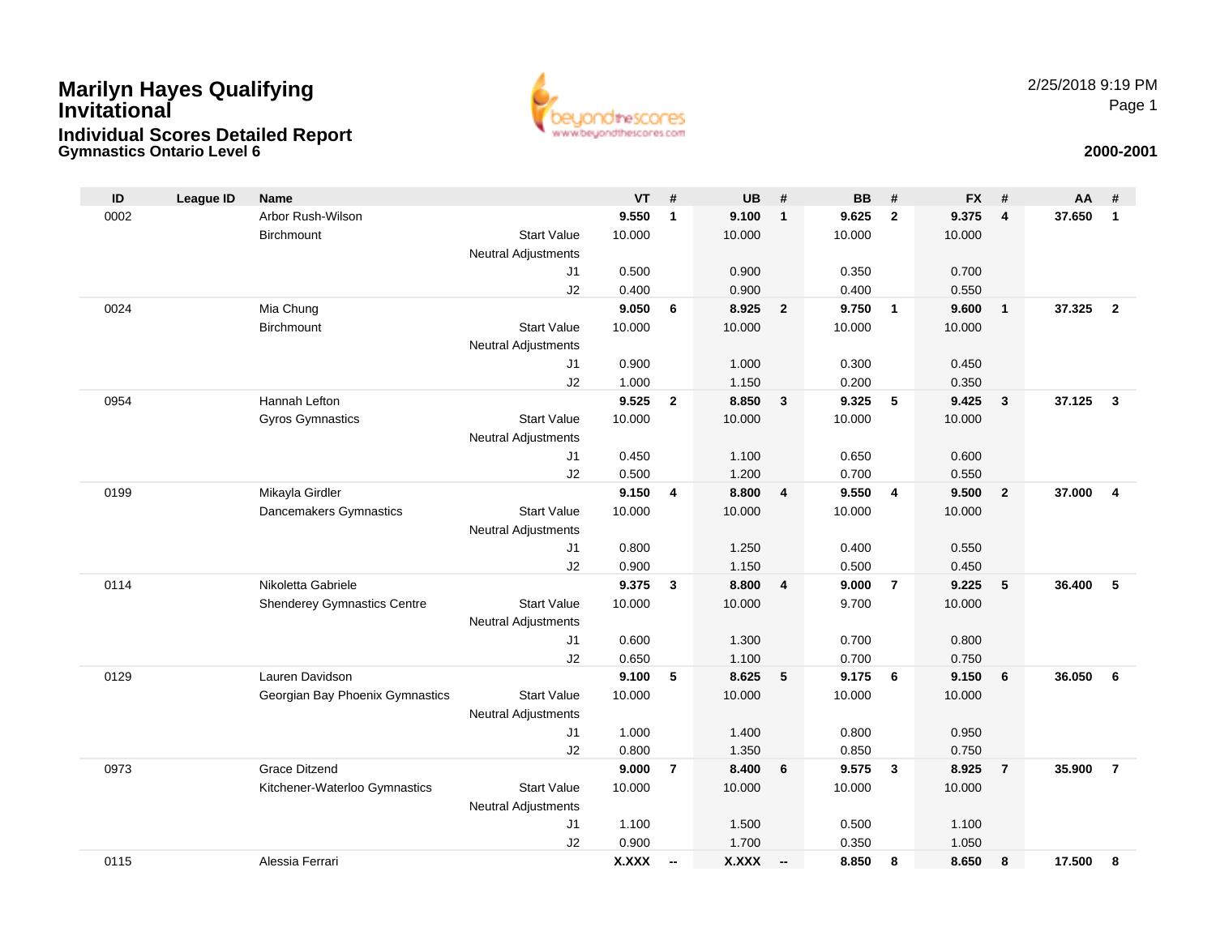# Marilyn Hayes Qualifying Invitational

## Individual Scores Detailed Report

### Gymnastics Ontario Level 6

2/25/2018 9:19 PM

**2000-2001**

| ID | League ID | Name | | VT | # | UB | # | BB | # | FX | # | AA | # |
|---|---|---|---|---|---|---|---|---|---|---|---|---|---|
| 0002 | | Arbor Rush-Wilson | | **9.550** | **1** | **9.100** | **1** | **9.625** | **2** | **9.375** | **4** | **37.650** | **1** |
| | | Birchmount | Start Value | 10.000 | | 10.000 | | 10.000 | | 10.000 | | | |
| | | | Neutral Adjustments | | | | | | | | | | |
| | | | J1 | 0.500 | | 0.900 | | 0.350 | | 0.700 | | | |
| | | | J2 | 0.400 | | 0.900 | | 0.400 | | 0.550 | | | |
| 0024 | | Mia Chung | | **9.050** | **6** | **8.925** | **2** | **9.750** | **1** | **9.600** | **1** | **37.325** | **2** |
| | | Birchmount | Start Value | 10.000 | | 10.000 | | 10.000 | | 10.000 | | | |
| | | | Neutral Adjustments | | | | | | | | | | |
| | | | J1 | 0.900 | | 1.000 | | 0.300 | | 0.450 | | | |
| | | | J2 | 1.000 | | 1.150 | | 0.200 | | 0.350 | | | |
| 0954 | | Hannah Lefton | | **9.525** | **2** | **8.850** | **3** | **9.325** | **5** | **9.425** | **3** | **37.125** | **3** |
| | | Gyros Gymnastics | Start Value | 10.000 | | 10.000 | | 10.000 | | 10.000 | | | |
| | | | Neutral Adjustments | | | | | | | | | | |
| | | | J1 | 0.450 | | 1.100 | | 0.650 | | 0.600 | | | |
| | | | J2 | 0.500 | | 1.200 | | 0.700 | | 0.550 | | | |
| 0199 | | Mikayla Girdler | | **9.150** | **4** | **8.800** | **4** | **9.550** | **4** | **9.500** | **2** | **37.000** | **4** |
| | | Dancemakers Gymnastics | Start Value | 10.000 | | 10.000 | | 10.000 | | 10.000 | | | |
| | | | Neutral Adjustments | | | | | | | | | | |
| | | | J1 | 0.800 | | 1.250 | | 0.400 | | 0.550 | | | |
| | | | J2 | 0.900 | | 1.150 | | 0.500 | | 0.450 | | | |
| 0114 | | Nikoletta Gabriele | | **9.375** | **3** | **8.800** | **4** | **9.000** | **7** | **9.225** | **5** | **36.400** | **5** |
| | | Shenderey Gymnastics Centre | Start Value | 10.000 | | 10.000 | | 9.700 | | 10.000 | | | |
| | | | Neutral Adjustments | | | | | | | | | | |
| | | | J1 | 0.600 | | 1.300 | | 0.700 | | 0.800 | | | |
| | | | J2 | 0.650 | | 1.100 | | 0.700 | | 0.750 | | | |
| 0129 | | Lauren Davidson | | **9.100** | **5** | **8.625** | **5** | **9.175** | **6** | **9.150** | **6** | **36.050** | **6** |
| | | Georgian Bay Phoenix Gymnastics | Start Value | 10.000 | | 10.000 | | 10.000 | | 10.000 | | | |
| | | | Neutral Adjustments | | | | | | | | | | |
| | | | J1 | 1.000 | | 1.400 | | 0.800 | | 0.950 | | | |
| | | | J2 | 0.800 | | 1.350 | | 0.850 | | 0.750 | | | |
| 0973 | | Grace Ditzend | | **9.000** | **7** | **8.400** | **6** | **9.575** | **3** | **8.925** | **7** | **35.900** | **7** |
| | | Kitchener-Waterloo Gymnastics | Start Value | 10.000 | | 10.000 | | 10.000 | | 10.000 | | | |
| | | | Neutral Adjustments | | | | | | | | | | |
| | | | J1 | 1.100 | | 1.500 | | 0.500 | | 1.100 | | | |
| | | | J2 | 0.900 | | 1.700 | | 0.350 | | 1.050 | | | |
| 0115 | | Alessia Ferrari | | **X.XXX** | **--** | **X.XXX** | **--** | **8.850** | **8** | **8.650** | **8** | **17.500** | **8** |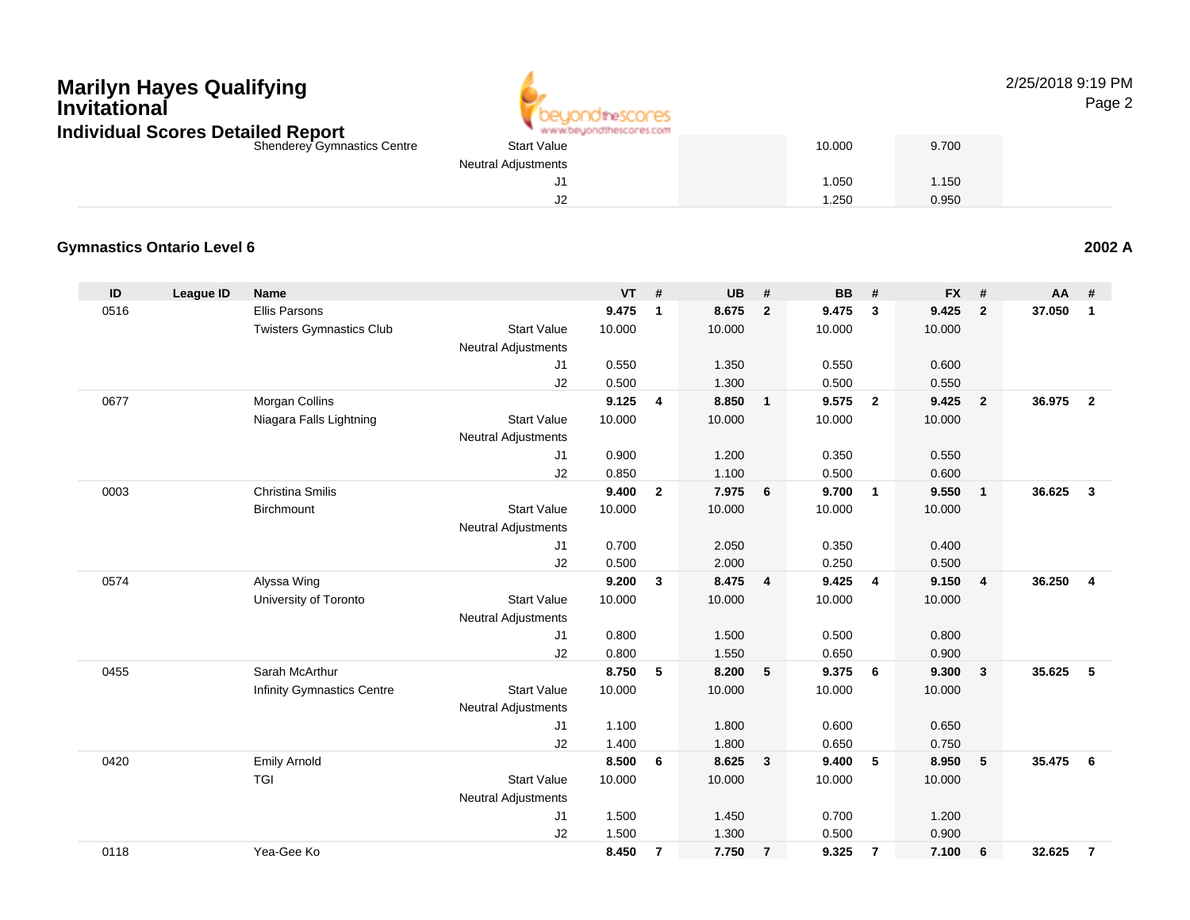# Marilyn Hayes Qualifying Invitational

## Individual Scores Detailed Report

2/25/2018 9:19 PM

| | | | | | | | | | | | | | |
|---|---|---|---|---|---|---|---|---|---|---|---|---|---|
| | | Shenderey Gymnastics Centre | Start Value | | | | | 10.000 | | 9.700 | | | |
| | | | Neutral Adjustments | | | | | | | | | | |
| | | | J1 | | | | | 1.050 | | 1.150 | | | |
| | | | J2 | | | | | 1.250 | | 0.950 | | | |

### Gymnastics Ontario Level 6

**2002 A**

| ID | League ID | Name | | VT | # | UB | # | BB | # | FX | # | AA | # |
|---|---|---|---|---|---|---|---|---|---|---|---|---|---|
| 0516 | | Ellis Parsons | | **9.475** | **1** | **8.675** | **2** | **9.475** | **3** | **9.425** | **2** | **37.050** | **1** |
| | | Twisters Gymnastics Club | Start Value | 10.000 | | 10.000 | | 10.000 | | 10.000 | | | |
| | | | Neutral Adjustments | | | | | | | | | | |
| | | | J1 | 0.550 | | 1.350 | | 0.550 | | 0.600 | | | |
| | | | J2 | 0.500 | | 1.300 | | 0.500 | | 0.550 | | | |
| 0677 | | Morgan Collins | | **9.125** | **4** | **8.850** | **1** | **9.575** | **2** | **9.425** | **2** | **36.975** | **2** |
| | | Niagara Falls Lightning | Start Value | 10.000 | | 10.000 | | 10.000 | | 10.000 | | | |
| | | | Neutral Adjustments | | | | | | | | | | |
| | | | J1 | 0.900 | | 1.200 | | 0.350 | | 0.550 | | | |
| | | | J2 | 0.850 | | 1.100 | | 0.500 | | 0.600 | | | |
| 0003 | | Christina Smilis | | **9.400** | **2** | **7.975** | **6** | **9.700** | **1** | **9.550** | **1** | **36.625** | **3** |
| | | Birchmount | Start Value | 10.000 | | 10.000 | | 10.000 | | 10.000 | | | |
| | | | Neutral Adjustments | | | | | | | | | | |
| | | | J1 | 0.700 | | 2.050 | | 0.350 | | 0.400 | | | |
| | | | J2 | 0.500 | | 2.000 | | 0.250 | | 0.500 | | | |
| 0574 | | Alyssa Wing | | **9.200** | **3** | **8.475** | **4** | **9.425** | **4** | **9.150** | **4** | **36.250** | **4** |
| | | University of Toronto | Start Value | 10.000 | | 10.000 | | 10.000 | | 10.000 | | | |
| | | | Neutral Adjustments | | | | | | | | | | |
| | | | J1 | 0.800 | | 1.500 | | 0.500 | | 0.800 | | | |
| | | | J2 | 0.800 | | 1.550 | | 0.650 | | 0.900 | | | |
| 0455 | | Sarah McArthur | | **8.750** | **5** | **8.200** | **5** | **9.375** | **6** | **9.300** | **3** | **35.625** | **5** |
| | | Infinity Gymnastics Centre | Start Value | 10.000 | | 10.000 | | 10.000 | | 10.000 | | | |
| | | | Neutral Adjustments | | | | | | | | | | |
| | | | J1 | 1.100 | | 1.800 | | 0.600 | | 0.650 | | | |
| | | | J2 | 1.400 | | 1.800 | | 0.650 | | 0.750 | | | |
| 0420 | | Emily Arnold | | **8.500** | **6** | **8.625** | **3** | **9.400** | **5** | **8.950** | **5** | **35.475** | **6** |
| | | TGI | Start Value | 10.000 | | 10.000 | | 10.000 | | 10.000 | | | |
| | | | Neutral Adjustments | | | | | | | | | | |
| | | | J1 | 1.500 | | 1.450 | | 0.700 | | 1.200 | | | |
| | | | J2 | 1.500 | | 1.300 | | 0.500 | | 0.900 | | | |
| 0118 | | Yea-Gee Ko | | **8.450** | **7** | **7.750** | **7** | **9.325** | **7** | **7.100** | **6** | **32.625** | **7** |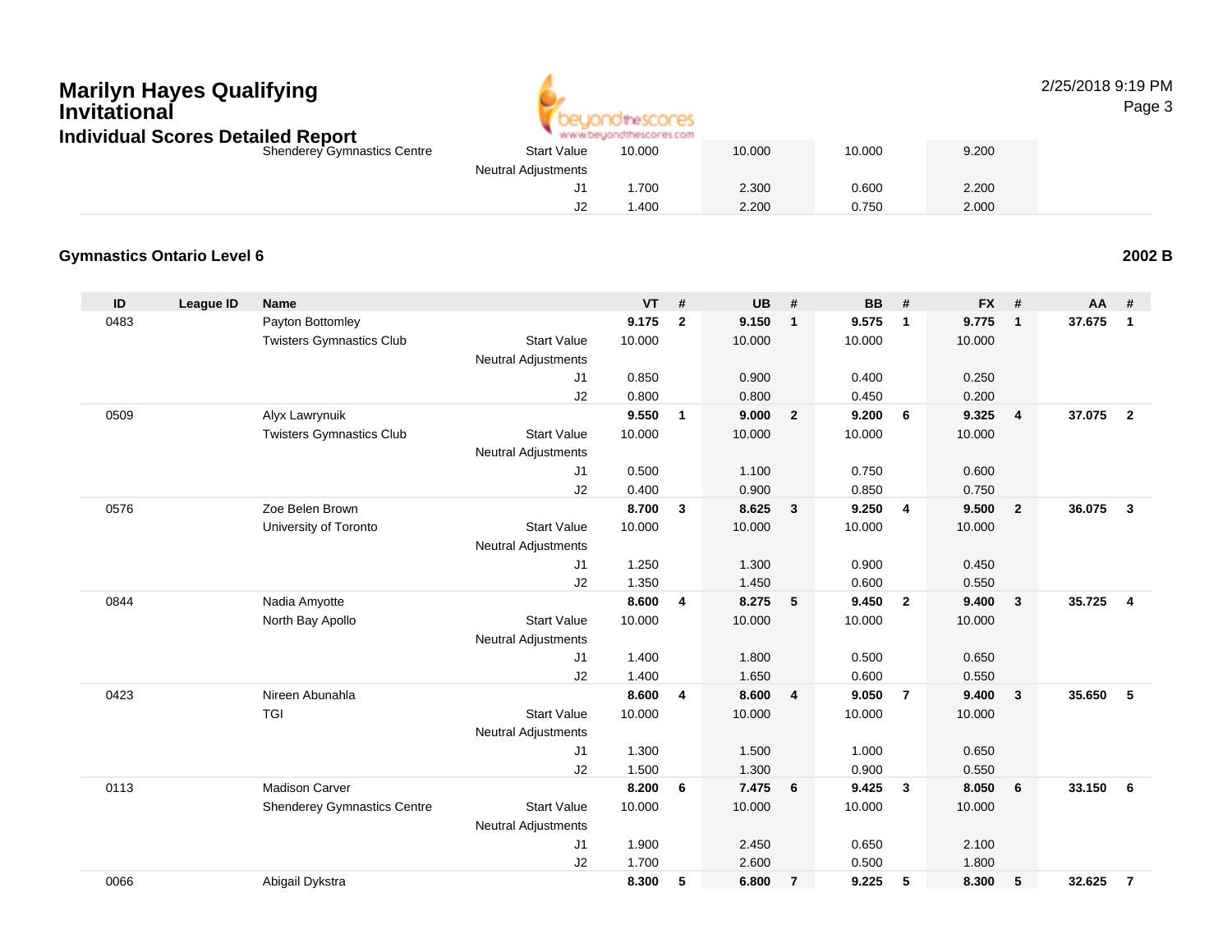## Marilyn Hayes Qualifying Invitational

### Individual Scores Detailed Report

| | | | | VT | # | UB | # | BB | # | FX | # | AA | # |
|---|---|---|---|---|---|---|---|---|---|---|---|---|---|
| | | Shenderey Gymnastics Centre | Start Value | 10.000 | | 10.000 | | 10.000 | | 9.200 | | | |
| | | | Neutral Adjustments | | | | | | | | | | |
| | | | J1 | 1.700 | | 2.300 | | 0.600 | | 2.200 | | | |
| | | | J2 | 1.400 | | 2.200 | | 0.750 | | 2.000 | | | |

### Gymnastics Ontario Level 6

**2002 B**

| ID | League ID | Name | | VT | # | UB | # | BB | # | FX | # | AA | # |
|---|---|---|---|---|---|---|---|---|---|---|---|---|---|
| 0483 | | Payton Bottomley | | **9.175** | **2** | **9.150** | **1** | **9.575** | **1** | **9.775** | **1** | **37.675** | **1** |
| | | Twisters Gymnastics Club | Start Value | 10.000 | | 10.000 | | 10.000 | | 10.000 | | | |
| | | | Neutral Adjustments | | | | | | | | | | |
| | | | J1 | 0.850 | | 0.900 | | 0.400 | | 0.250 | | | |
| | | | J2 | 0.800 | | 0.800 | | 0.450 | | 0.200 | | | |
| 0509 | | Alyx Lawrynuik | | **9.550** | **1** | **9.000** | **2** | **9.200** | **6** | **9.325** | **4** | **37.075** | **2** |
| | | Twisters Gymnastics Club | Start Value | 10.000 | | 10.000 | | 10.000 | | 10.000 | | | |
| | | | Neutral Adjustments | | | | | | | | | | |
| | | | J1 | 0.500 | | 1.100 | | 0.750 | | 0.600 | | | |
| | | | J2 | 0.400 | | 0.900 | | 0.850 | | 0.750 | | | |
| 0576 | | Zoe Belen Brown | | **8.700** | **3** | **8.625** | **3** | **9.250** | **4** | **9.500** | **2** | **36.075** | **3** |
| | | University of Toronto | Start Value | 10.000 | | 10.000 | | 10.000 | | 10.000 | | | |
| | | | Neutral Adjustments | | | | | | | | | | |
| | | | J1 | 1.250 | | 1.300 | | 0.900 | | 0.450 | | | |
| | | | J2 | 1.350 | | 1.450 | | 0.600 | | 0.550 | | | |
| 0844 | | Nadia Amyotte | | **8.600** | **4** | **8.275** | **5** | **9.450** | **2** | **9.400** | **3** | **35.725** | **4** |
| | | North Bay Apollo | Start Value | 10.000 | | 10.000 | | 10.000 | | 10.000 | | | |
| | | | Neutral Adjustments | | | | | | | | | | |
| | | | J1 | 1.400 | | 1.800 | | 0.500 | | 0.650 | | | |
| | | | J2 | 1.400 | | 1.650 | | 0.600 | | 0.550 | | | |
| 0423 | | Nireen Abunahla | | **8.600** | **4** | **8.600** | **4** | **9.050** | **7** | **9.400** | **3** | **35.650** | **5** |
| | | TGI | Start Value | 10.000 | | 10.000 | | 10.000 | | 10.000 | | | |
| | | | Neutral Adjustments | | | | | | | | | | |
| | | | J1 | 1.300 | | 1.500 | | 1.000 | | 0.650 | | | |
| | | | J2 | 1.500 | | 1.300 | | 0.900 | | 0.550 | | | |
| 0113 | | Madison Carver | | **8.200** | **6** | **7.475** | **6** | **9.425** | **3** | **8.050** | **6** | **33.150** | **6** |
| | | Shenderey Gymnastics Centre | Start Value | 10.000 | | 10.000 | | 10.000 | | 10.000 | | | |
| | | | Neutral Adjustments | | | | | | | | | | |
| | | | J1 | 1.900 | | 2.450 | | 0.650 | | 2.100 | | | |
| | | | J2 | 1.700 | | 2.600 | | 0.500 | | 1.800 | | | |
| 0066 | | Abigail Dykstra | | **8.300** | **5** | **6.800** | **7** | **9.225** | **5** | **8.300** | **5** | **32.625** | **7** |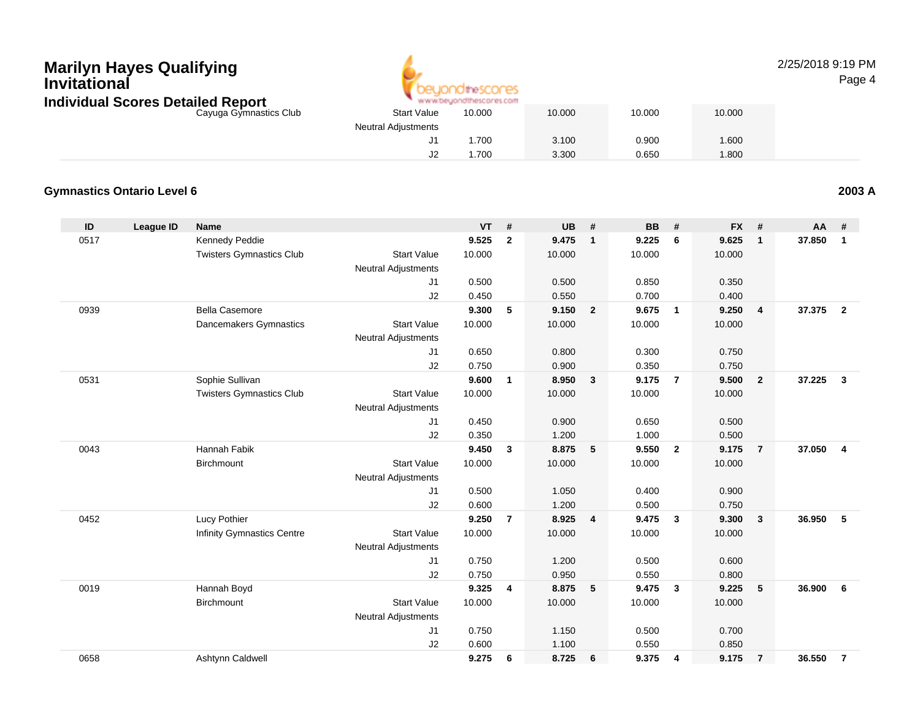## Marilyn Hayes Qualifying Invitational

### Individual Scores Detailed Report

| | | | | VT | UB | BB | FX |
|---|---|---|---|---|---|---|---|
| | Cayuga Gymnastics Club | Start Value | | 10.000 | 10.000 | 10.000 | 10.000 |
| | | Neutral Adjustments | | | | | |
| | | J1 | | 1.700 | 3.100 | 0.900 | 1.600 |
| | | J2 | | 1.700 | 3.300 | 0.650 | 1.800 |

### Gymnastics Ontario Level 6 — 2003 A

| ID | League ID | Name | | VT | # | UB | # | BB | # | FX | # | AA | # |
|---|---|---|---|---|---|---|---|---|---|---|---|---|---|
| 0517 | | Kennedy Peddie | | **9.525** | **2** | **9.475** | **1** | **9.225** | **6** | **9.625** | **1** | **37.850** | **1** |
| | | Twisters Gymnastics Club | Start Value | 10.000 | | 10.000 | | 10.000 | | 10.000 | | | |
| | | | Neutral Adjustments | | | | | | | | | | |
| | | | J1 | 0.500 | | 0.500 | | 0.850 | | 0.350 | | | |
| | | | J2 | 0.450 | | 0.550 | | 0.700 | | 0.400 | | | |
| 0939 | | Bella Casemore | | **9.300** | **5** | **9.150** | **2** | **9.675** | **1** | **9.250** | **4** | **37.375** | **2** |
| | | Dancemakers Gymnastics | Start Value | 10.000 | | 10.000 | | 10.000 | | 10.000 | | | |
| | | | Neutral Adjustments | | | | | | | | | | |
| | | | J1 | 0.650 | | 0.800 | | 0.300 | | 0.750 | | | |
| | | | J2 | 0.750 | | 0.900 | | 0.350 | | 0.750 | | | |
| 0531 | | Sophie Sullivan | | **9.600** | **1** | **8.950** | **3** | **9.175** | **7** | **9.500** | **2** | **37.225** | **3** |
| | | Twisters Gymnastics Club | Start Value | 10.000 | | 10.000 | | 10.000 | | 10.000 | | | |
| | | | Neutral Adjustments | | | | | | | | | | |
| | | | J1 | 0.450 | | 0.900 | | 0.650 | | 0.500 | | | |
| | | | J2 | 0.350 | | 1.200 | | 1.000 | | 0.500 | | | |
| 0043 | | Hannah Fabik | | **9.450** | **3** | **8.875** | **5** | **9.550** | **2** | **9.175** | **7** | **37.050** | **4** |
| | | Birchmount | Start Value | 10.000 | | 10.000 | | 10.000 | | 10.000 | | | |
| | | | Neutral Adjustments | | | | | | | | | | |
| | | | J1 | 0.500 | | 1.050 | | 0.400 | | 0.900 | | | |
| | | | J2 | 0.600 | | 1.200 | | 0.500 | | 0.750 | | | |
| 0452 | | Lucy Pothier | | **9.250** | **7** | **8.925** | **4** | **9.475** | **3** | **9.300** | **3** | **36.950** | **5** |
| | | Infinity Gymnastics Centre | Start Value | 10.000 | | 10.000 | | 10.000 | | 10.000 | | | |
| | | | Neutral Adjustments | | | | | | | | | | |
| | | | J1 | 0.750 | | 1.200 | | 0.500 | | 0.600 | | | |
| | | | J2 | 0.750 | | 0.950 | | 0.550 | | 0.800 | | | |
| 0019 | | Hannah Boyd | | **9.325** | **4** | **8.875** | **5** | **9.475** | **3** | **9.225** | **5** | **36.900** | **6** |
| | | Birchmount | Start Value | 10.000 | | 10.000 | | 10.000 | | 10.000 | | | |
| | | | Neutral Adjustments | | | | | | | | | | |
| | | | J1 | 0.750 | | 1.150 | | 0.500 | | 0.700 | | | |
| | | | J2 | 0.600 | | 1.100 | | 0.550 | | 0.850 | | | |
| 0658 | | Ashtynn Caldwell | | **9.275** | **6** | **8.725** | **6** | **9.375** | **4** | **9.175** | **7** | **36.550** | **7** |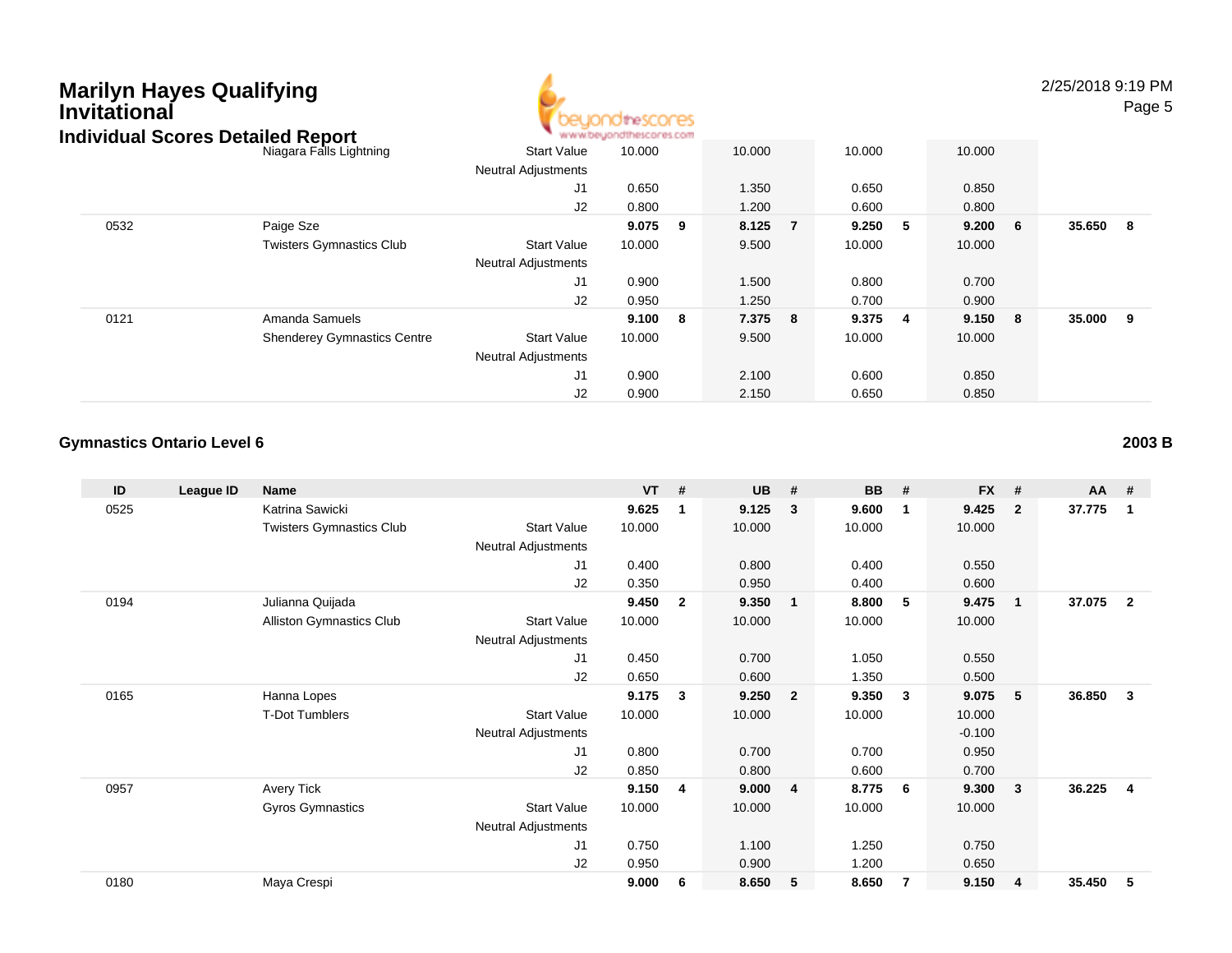# Marilyn Hayes Qualifying Invitational

## Individual Scores Detailed Report

| ID | League ID | Name | | VT | # | UB | # | BB | # | FX | # | AA | # |
|---|---|---|---|---|---|---|---|---|---|---|---|---|---|
| | | Niagara Falls Lightning | Start Value | 10.000 | | 10.000 | | 10.000 | | 10.000 | | | |
| | | | Neutral Adjustments | | | | | | | | | | |
| | | | J1 | 0.650 | | 1.350 | | 0.650 | | 0.850 | | | |
| | | | J2 | 0.800 | | 1.200 | | 0.600 | | 0.800 | | | |
| 0532 | | Paige Sze | | **9.075** | **9** | **8.125** | **7** | **9.250** | **5** | **9.200** | **6** | **35.650** | **8** |
| | | Twisters Gymnastics Club | Start Value | 10.000 | | 9.500 | | 10.000 | | 10.000 | | | |
| | | | Neutral Adjustments | | | | | | | | | | |
| | | | J1 | 0.900 | | 1.500 | | 0.800 | | 0.700 | | | |
| | | | J2 | 0.950 | | 1.250 | | 0.700 | | 0.900 | | | |
| 0121 | | Amanda Samuels | | **9.100** | **8** | **7.375** | **8** | **9.375** | **4** | **9.150** | **8** | **35.000** | **9** |
| | | Shenderey Gymnastics Centre | Start Value | 10.000 | | 9.500 | | 10.000 | | 10.000 | | | |
| | | | Neutral Adjustments | | | | | | | | | | |
| | | | J1 | 0.900 | | 2.100 | | 0.600 | | 0.850 | | | |
| | | | J2 | 0.900 | | 2.150 | | 0.650 | | 0.850 | | | |

### Gymnastics Ontario Level 6

**2003 B**

| ID | League ID | Name | | VT | # | UB | # | BB | # | FX | # | AA | # |
|---|---|---|---|---|---|---|---|---|---|---|---|---|---|
| 0525 | | Katrina Sawicki | | **9.625** | **1** | **9.125** | **3** | **9.600** | **1** | **9.425** | **2** | **37.775** | **1** |
| | | Twisters Gymnastics Club | Start Value | 10.000 | | 10.000 | | 10.000 | | 10.000 | | | |
| | | | Neutral Adjustments | | | | | | | | | | |
| | | | J1 | 0.400 | | 0.800 | | 0.400 | | 0.550 | | | |
| | | | J2 | 0.350 | | 0.950 | | 0.400 | | 0.600 | | | |
| 0194 | | Julianna Quijada | | **9.450** | **2** | **9.350** | **1** | **8.800** | **5** | **9.475** | **1** | **37.075** | **2** |
| | | Alliston Gymnastics Club | Start Value | 10.000 | | 10.000 | | 10.000 | | 10.000 | | | |
| | | | Neutral Adjustments | | | | | | | | | | |
| | | | J1 | 0.450 | | 0.700 | | 1.050 | | 0.550 | | | |
| | | | J2 | 0.650 | | 0.600 | | 1.350 | | 0.500 | | | |
| 0165 | | Hanna Lopes | | **9.175** | **3** | **9.250** | **2** | **9.350** | **3** | **9.075** | **5** | **36.850** | **3** |
| | | T-Dot Tumblers | Start Value | 10.000 | | 10.000 | | 10.000 | | 10.000 | | | |
| | | | Neutral Adjustments | | | | | | | -0.100 | | | |
| | | | J1 | 0.800 | | 0.700 | | 0.700 | | 0.950 | | | |
| | | | J2 | 0.850 | | 0.800 | | 0.600 | | 0.700 | | | |
| 0957 | | Avery Tick | | **9.150** | **4** | **9.000** | **4** | **8.775** | **6** | **9.300** | **3** | **36.225** | **4** |
| | | Gyros Gymnastics | Start Value | 10.000 | | 10.000 | | 10.000 | | 10.000 | | | |
| | | | Neutral Adjustments | | | | | | | | | | |
| | | | J1 | 0.750 | | 1.100 | | 1.250 | | 0.750 | | | |
| | | | J2 | 0.950 | | 0.900 | | 1.200 | | 0.650 | | | |
| 0180 | | Maya Crespi | | **9.000** | **6** | **8.650** | **5** | **8.650** | **7** | **9.150** | **4** | **35.450** | **5** |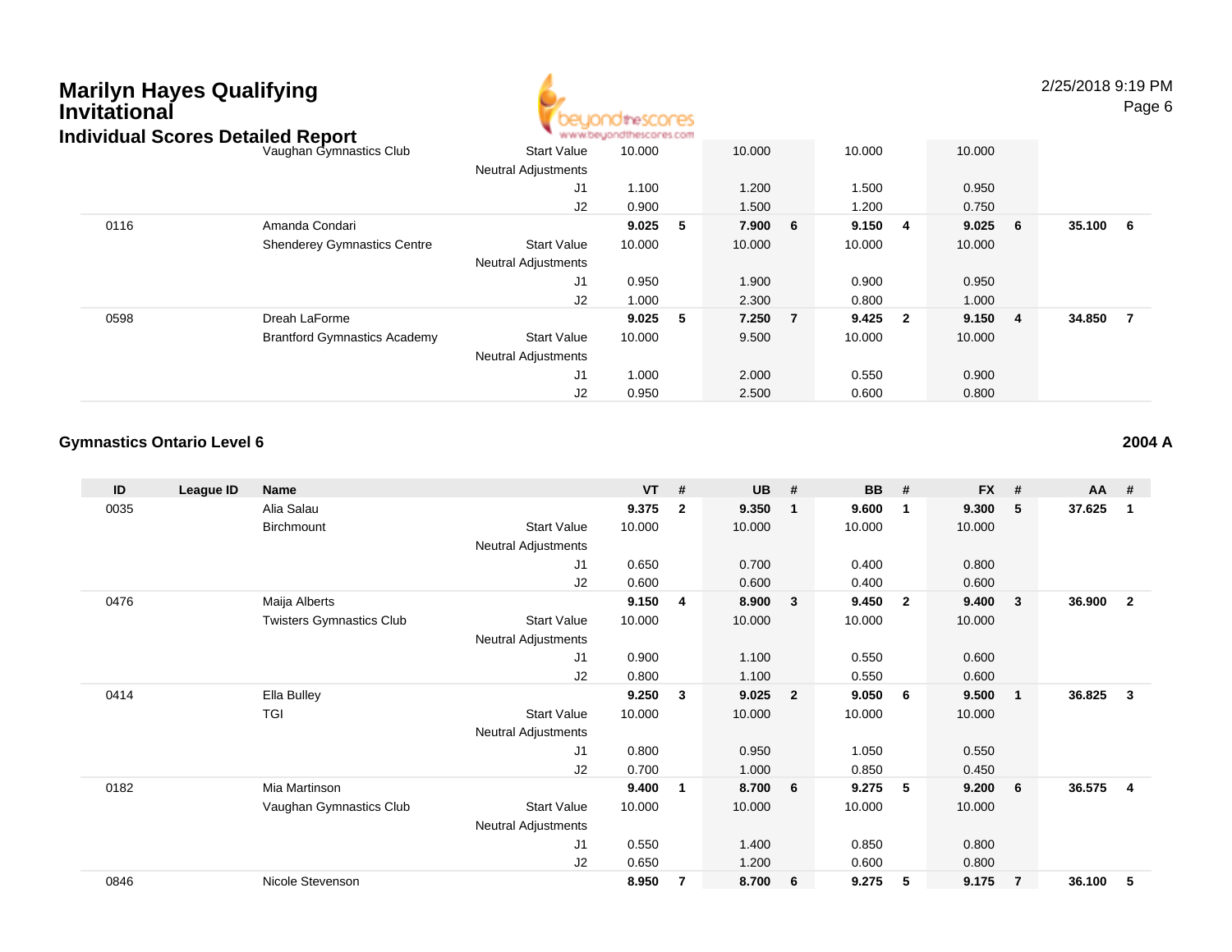# Marilyn Hayes Qualifying Invitational

## Individual Scores Detailed Report

| ID | League ID | Name | | VT | # | UB | # | BB | # | FX | # | AA | # |
|---|---|---|---|---|---|---|---|---|---|---|---|---|---|
| | | Vaughan Gymnastics Club | Start Value | 10.000 | | 10.000 | | 10.000 | | 10.000 | | | |
| | | | Neutral Adjustments | | | | | | | | | | |
| | | | J1 | 1.100 | | 1.200 | | 1.500 | | 0.950 | | | |
| | | | J2 | 0.900 | | 1.500 | | 1.200 | | 0.750 | | | |
| 0116 | | Amanda Condari | | **9.025** | **5** | **7.900** | **6** | **9.150** | **4** | **9.025** | **6** | **35.100** | **6** |
| | | Shenderey Gymnastics Centre | Start Value | 10.000 | | 10.000 | | 10.000 | | 10.000 | | | |
| | | | Neutral Adjustments | | | | | | | | | | |
| | | | J1 | 0.950 | | 1.900 | | 0.900 | | 0.950 | | | |
| | | | J2 | 1.000 | | 2.300 | | 0.800 | | 1.000 | | | |
| 0598 | | Dreah LaForme | | **9.025** | **5** | **7.250** | **7** | **9.425** | **2** | **9.150** | **4** | **34.850** | **7** |
| | | Brantford Gymnastics Academy | Start Value | 10.000 | | 9.500 | | 10.000 | | 10.000 | | | |
| | | | Neutral Adjustments | | | | | | | | | | |
| | | | J1 | 1.000 | | 2.000 | | 0.550 | | 0.900 | | | |
| | | | J2 | 0.950 | | 2.500 | | 0.600 | | 0.800 | | | |

### Gymnastics Ontario Level 6

**2004 A**

| ID | League ID | Name | | VT | # | UB | # | BB | # | FX | # | AA | # |
|---|---|---|---|---|---|---|---|---|---|---|---|---|---|
| 0035 | | Alia Salau | | **9.375** | **2** | **9.350** | **1** | **9.600** | **1** | **9.300** | **5** | **37.625** | **1** |
| | | Birchmount | Start Value | 10.000 | | 10.000 | | 10.000 | | 10.000 | | | |
| | | | Neutral Adjustments | | | | | | | | | | |
| | | | J1 | 0.650 | | 0.700 | | 0.400 | | 0.800 | | | |
| | | | J2 | 0.600 | | 0.600 | | 0.400 | | 0.600 | | | |
| 0476 | | Maija Alberts | | **9.150** | **4** | **8.900** | **3** | **9.450** | **2** | **9.400** | **3** | **36.900** | **2** |
| | | Twisters Gymnastics Club | Start Value | 10.000 | | 10.000 | | 10.000 | | 10.000 | | | |
| | | | Neutral Adjustments | | | | | | | | | | |
| | | | J1 | 0.900 | | 1.100 | | 0.550 | | 0.600 | | | |
| | | | J2 | 0.800 | | 1.100 | | 0.550 | | 0.600 | | | |
| 0414 | | Ella Bulley | | **9.250** | **3** | **9.025** | **2** | **9.050** | **6** | **9.500** | **1** | **36.825** | **3** |
| | | TGI | Start Value | 10.000 | | 10.000 | | 10.000 | | 10.000 | | | |
| | | | Neutral Adjustments | | | | | | | | | | |
| | | | J1 | 0.800 | | 0.950 | | 1.050 | | 0.550 | | | |
| | | | J2 | 0.700 | | 1.000 | | 0.850 | | 0.450 | | | |
| 0182 | | Mia Martinson | | **9.400** | **1** | **8.700** | **6** | **9.275** | **5** | **9.200** | **6** | **36.575** | **4** |
| | | Vaughan Gymnastics Club | Start Value | 10.000 | | 10.000 | | 10.000 | | 10.000 | | | |
| | | | Neutral Adjustments | | | | | | | | | | |
| | | | J1 | 0.550 | | 1.400 | | 0.850 | | 0.800 | | | |
| | | | J2 | 0.650 | | 1.200 | | 0.600 | | 0.800 | | | |
| 0846 | | Nicole Stevenson | | **8.950** | **7** | **8.700** | **6** | **9.275** | **5** | **9.175** | **7** | **36.100** | **5** |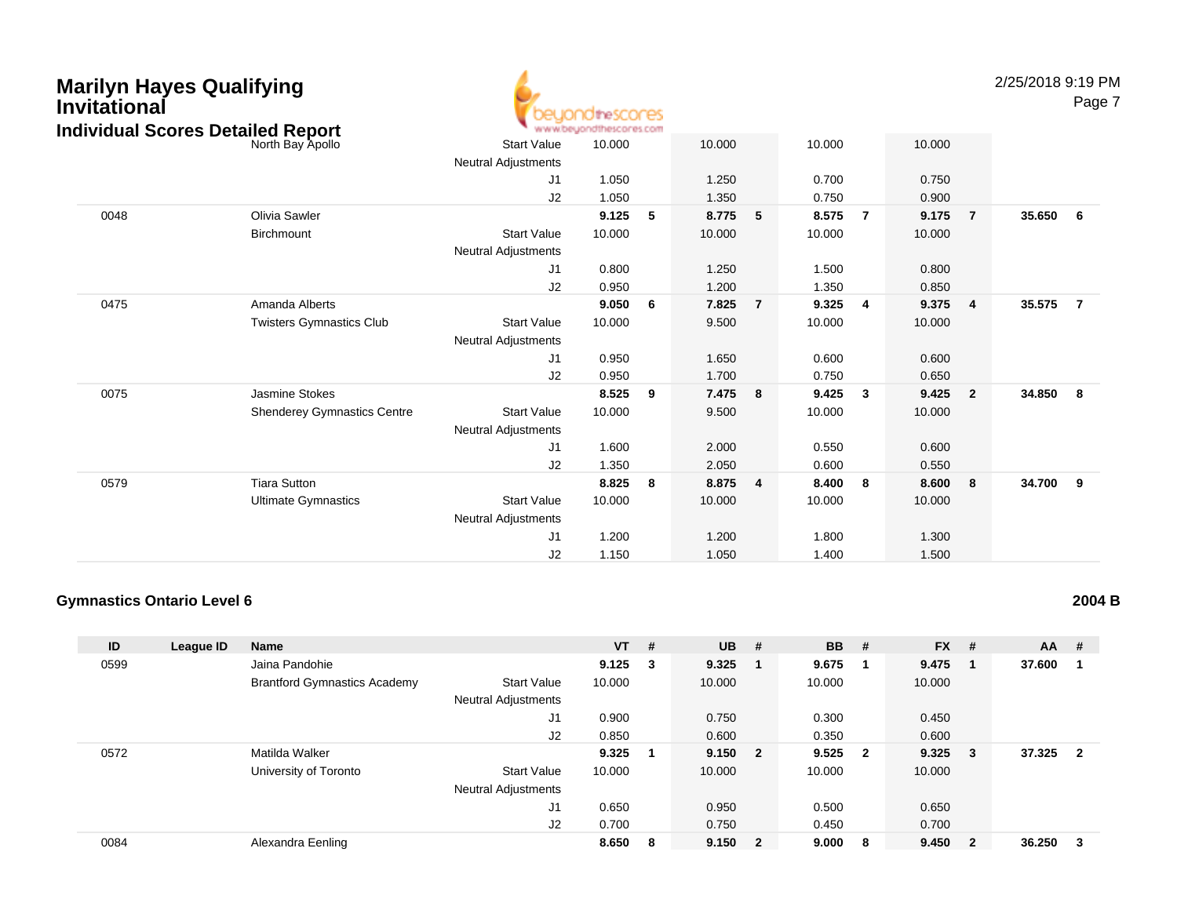# Marilyn Hayes Qualifying Invitational

## Individual Scores Detailed Report

| ID | League ID | Name | | VT | # | UB | # | BB | # | FX | # | AA | # |
|---|---|---|---|---|---|---|---|---|---|---|---|---|---|
| | | North Bay Apollo | Start Value | 10.000 | | 10.000 | | 10.000 | | 10.000 | | | |
| | | | Neutral Adjustments | | | | | | | | | | |
| | | | J1 | 1.050 | | 1.250 | | 0.700 | | 0.750 | | | |
| | | | J2 | 1.050 | | 1.350 | | 0.750 | | 0.900 | | | |
| 0048 | | Olivia Sawler | | **9.125** | **5** | **8.775** | **5** | **8.575** | **7** | **9.175** | **7** | **35.650** | **6** |
| | | Birchmount | Start Value | 10.000 | | 10.000 | | 10.000 | | 10.000 | | | |
| | | | Neutral Adjustments | | | | | | | | | | |
| | | | J1 | 0.800 | | 1.250 | | 1.500 | | 0.800 | | | |
| | | | J2 | 0.950 | | 1.200 | | 1.350 | | 0.850 | | | |
| 0475 | | Amanda Alberts | | **9.050** | **6** | **7.825** | **7** | **9.325** | **4** | **9.375** | **4** | **35.575** | **7** |
| | | Twisters Gymnastics Club | Start Value | 10.000 | | 9.500 | | 10.000 | | 10.000 | | | |
| | | | Neutral Adjustments | | | | | | | | | | |
| | | | J1 | 0.950 | | 1.650 | | 0.600 | | 0.600 | | | |
| | | | J2 | 0.950 | | 1.700 | | 0.750 | | 0.650 | | | |
| 0075 | | Jasmine Stokes | | **8.525** | **9** | **7.475** | **8** | **9.425** | **3** | **9.425** | **2** | **34.850** | **8** |
| | | Shenderey Gymnastics Centre | Start Value | 10.000 | | 9.500 | | 10.000 | | 10.000 | | | |
| | | | Neutral Adjustments | | | | | | | | | | |
| | | | J1 | 1.600 | | 2.000 | | 0.550 | | 0.600 | | | |
| | | | J2 | 1.350 | | 2.050 | | 0.600 | | 0.550 | | | |
| 0579 | | Tiara Sutton | | **8.825** | **8** | **8.875** | **4** | **8.400** | **8** | **8.600** | **8** | **34.700** | **9** |
| | | Ultimate Gymnastics | Start Value | 10.000 | | 10.000 | | 10.000 | | 10.000 | | | |
| | | | Neutral Adjustments | | | | | | | | | | |
| | | | J1 | 1.200 | | 1.200 | | 1.800 | | 1.300 | | | |
| | | | J2 | 1.150 | | 1.050 | | 1.400 | | 1.500 | | | |

### Gymnastics Ontario Level 6

**2004 B**

| ID | League ID | Name | | VT | # | UB | # | BB | # | FX | # | AA | # |
|---|---|---|---|---|---|---|---|---|---|---|---|---|---|
| 0599 | | Jaina Pandohie | | **9.125** | **3** | **9.325** | **1** | **9.675** | **1** | **9.475** | **1** | **37.600** | **1** |
| | | Brantford Gymnastics Academy | Start Value | 10.000 | | 10.000 | | 10.000 | | 10.000 | | | |
| | | | Neutral Adjustments | | | | | | | | | | |
| | | | J1 | 0.900 | | 0.750 | | 0.300 | | 0.450 | | | |
| | | | J2 | 0.850 | | 0.600 | | 0.350 | | 0.600 | | | |
| 0572 | | Matilda Walker | | **9.325** | **1** | **9.150** | **2** | **9.525** | **2** | **9.325** | **3** | **37.325** | **2** |
| | | University of Toronto | Start Value | 10.000 | | 10.000 | | 10.000 | | 10.000 | | | |
| | | | Neutral Adjustments | | | | | | | | | | |
| | | | J1 | 0.650 | | 0.950 | | 0.500 | | 0.650 | | | |
| | | | J2 | 0.700 | | 0.750 | | 0.450 | | 0.700 | | | |
| 0084 | | Alexandra Eenling | | **8.650** | **8** | **9.150** | **2** | **9.000** | **8** | **9.450** | **2** | **36.250** | **3** |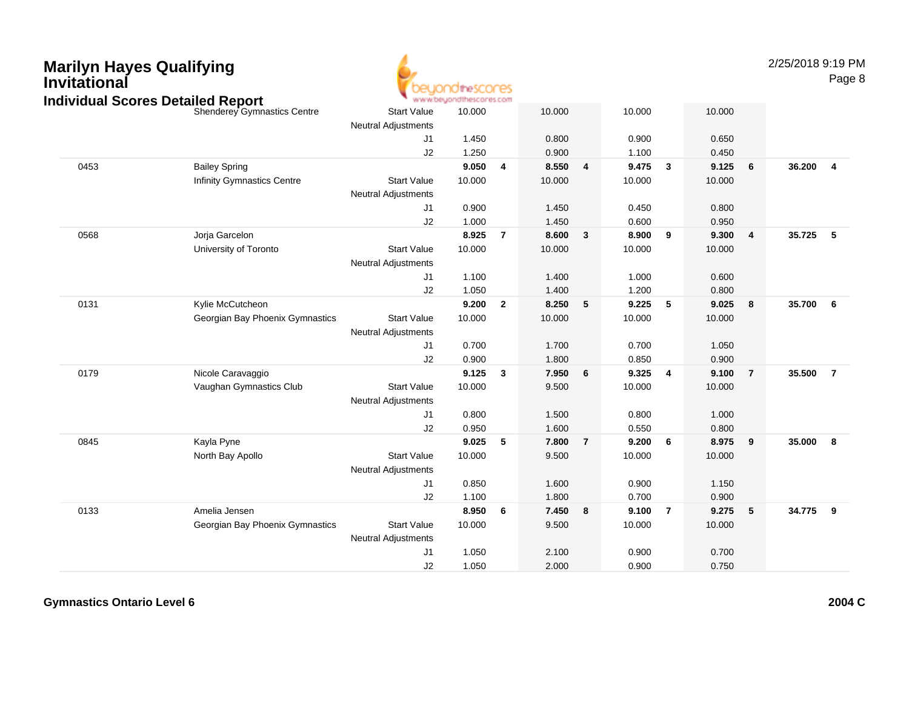# Marilyn Hayes Qualifying Invitational

## Individual Scores Detailed Report

2/25/2018 9:19 PM

| # | Name / Club | | Vault | Rank | Bars | Rank | Beam | Rank | Floor | Rank | AA | Rank |
|---|---|---|---|---|---|---|---|---|---|---|---|---|
| | Shenderey Gymnastics Centre | Start Value | 10.000 | | 10.000 | | 10.000 | | 10.000 | | | |
| | | Neutral Adjustments | | | | | | | | | | |
| | | J1 | 1.450 | | 0.800 | | 0.900 | | 0.650 | | | |
| | | J2 | 1.250 | | 0.900 | | 1.100 | | 0.450 | | | |
| 0453 | Bailey Spring | | **9.050** | **4** | **8.550** | **4** | **9.475** | **3** | **9.125** | **6** | **36.200** | **4** |
| | Infinity Gymnastics Centre | Start Value | 10.000 | | 10.000 | | 10.000 | | 10.000 | | | |
| | | Neutral Adjustments | | | | | | | | | | |
| | | J1 | 0.900 | | 1.450 | | 0.450 | | 0.800 | | | |
| | | J2 | 1.000 | | 1.450 | | 0.600 | | 0.950 | | | |
| 0568 | Jorja Garcelon | | **8.925** | **7** | **8.600** | **3** | **8.900** | **9** | **9.300** | **4** | **35.725** | **5** |
| | University of Toronto | Start Value | 10.000 | | 10.000 | | 10.000 | | 10.000 | | | |
| | | Neutral Adjustments | | | | | | | | | | |
| | | J1 | 1.100 | | 1.400 | | 1.000 | | 0.600 | | | |
| | | J2 | 1.050 | | 1.400 | | 1.200 | | 0.800 | | | |
| 0131 | Kylie McCutcheon | | **9.200** | **2** | **8.250** | **5** | **9.225** | **5** | **9.025** | **8** | **35.700** | **6** |
| | Georgian Bay Phoenix Gymnastics | Start Value | 10.000 | | 10.000 | | 10.000 | | 10.000 | | | |
| | | Neutral Adjustments | | | | | | | | | | |
| | | J1 | 0.700 | | 1.700 | | 0.700 | | 1.050 | | | |
| | | J2 | 0.900 | | 1.800 | | 0.850 | | 0.900 | | | |
| 0179 | Nicole Caravaggio | | **9.125** | **3** | **7.950** | **6** | **9.325** | **4** | **9.100** | **7** | **35.500** | **7** |
| | Vaughan Gymnastics Club | Start Value | 10.000 | | 9.500 | | 10.000 | | 10.000 | | | |
| | | Neutral Adjustments | | | | | | | | | | |
| | | J1 | 0.800 | | 1.500 | | 0.800 | | 1.000 | | | |
| | | J2 | 0.950 | | 1.600 | | 0.550 | | 0.800 | | | |
| 0845 | Kayla Pyne | | **9.025** | **5** | **7.800** | **7** | **9.200** | **6** | **8.975** | **9** | **35.000** | **8** |
| | North Bay Apollo | Start Value | 10.000 | | 9.500 | | 10.000 | | 10.000 | | | |
| | | Neutral Adjustments | | | | | | | | | | |
| | | J1 | 0.850 | | 1.600 | | 0.900 | | 1.150 | | | |
| | | J2 | 1.100 | | 1.800 | | 0.700 | | 0.900 | | | |
| 0133 | Amelia Jensen | | **8.950** | **6** | **7.450** | **8** | **9.100** | **7** | **9.275** | **5** | **34.775** | **9** |
| | Georgian Bay Phoenix Gymnastics | Start Value | 10.000 | | 9.500 | | 10.000 | | 10.000 | | | |
| | | Neutral Adjustments | | | | | | | | | | |
| | | J1 | 1.050 | | 2.100 | | 0.900 | | 0.700 | | | |
| | | J2 | 1.050 | | 2.000 | | 0.900 | | 0.750 | | | |

**Gymnastics Ontario Level 6** **2004 C**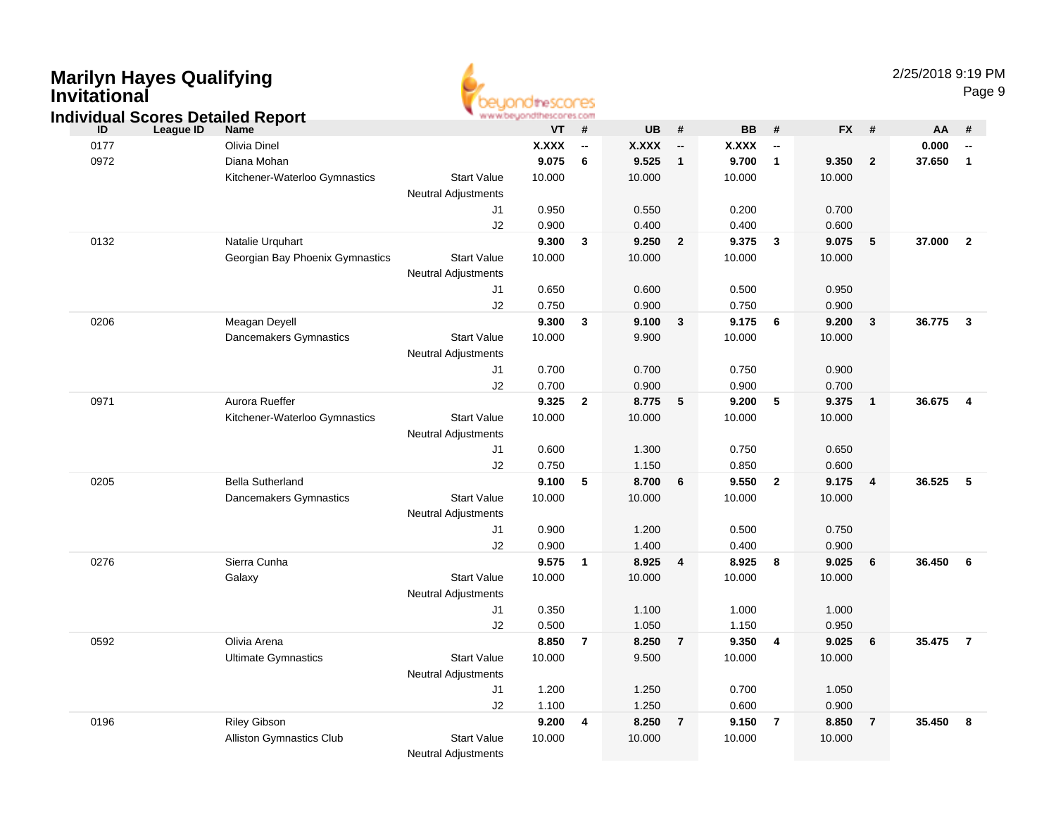# Marilyn Hayes Qualifying Invitational

## Individual Scores Detailed Report

2/25/2018 9:19 PM

| ID | League ID | Name | | VT | # | UB | # | BB | # | FX | # | AA | # |
|---|---|---|---|---|---|---|---|---|---|---|---|---|---|
| 0177 | | Olivia Dinel | | **X.XXX** | **--** | **X.XXX** | **--** | **X.XXX** | **--** | | | **0.000** | **--** |
| 0972 | | Diana Mohan | | **9.075** | **6** | **9.525** | **1** | **9.700** | **1** | **9.350** | **2** | **37.650** | **1** |
| | | Kitchener-Waterloo Gymnastics | Start Value | 10.000 | | 10.000 | | 10.000 | | 10.000 | | | |
| | | | Neutral Adjustments | | | | | | | | | | |
| | | | J1 | 0.950 | | 0.550 | | 0.200 | | 0.700 | | | |
| | | | J2 | 0.900 | | 0.400 | | 0.400 | | 0.600 | | | |
| 0132 | | Natalie Urquhart | | **9.300** | **3** | **9.250** | **2** | **9.375** | **3** | **9.075** | **5** | **37.000** | **2** |
| | | Georgian Bay Phoenix Gymnastics | Start Value | 10.000 | | 10.000 | | 10.000 | | 10.000 | | | |
| | | | Neutral Adjustments | | | | | | | | | | |
| | | | J1 | 0.650 | | 0.600 | | 0.500 | | 0.950 | | | |
| | | | J2 | 0.750 | | 0.900 | | 0.750 | | 0.900 | | | |
| 0206 | | Meagan Deyell | | **9.300** | **3** | **9.100** | **3** | **9.175** | **6** | **9.200** | **3** | **36.775** | **3** |
| | | Dancemakers Gymnastics | Start Value | 10.000 | | 9.900 | | 10.000 | | 10.000 | | | |
| | | | Neutral Adjustments | | | | | | | | | | |
| | | | J1 | 0.700 | | 0.700 | | 0.750 | | 0.900 | | | |
| | | | J2 | 0.700 | | 0.900 | | 0.900 | | 0.700 | | | |
| 0971 | | Aurora Rueffer | | **9.325** | **2** | **8.775** | **5** | **9.200** | **5** | **9.375** | **1** | **36.675** | **4** |
| | | Kitchener-Waterloo Gymnastics | Start Value | 10.000 | | 10.000 | | 10.000 | | 10.000 | | | |
| | | | Neutral Adjustments | | | | | | | | | | |
| | | | J1 | 0.600 | | 1.300 | | 0.750 | | 0.650 | | | |
| | | | J2 | 0.750 | | 1.150 | | 0.850 | | 0.600 | | | |
| 0205 | | Bella Sutherland | | **9.100** | **5** | **8.700** | **6** | **9.550** | **2** | **9.175** | **4** | **36.525** | **5** |
| | | Dancemakers Gymnastics | Start Value | 10.000 | | 10.000 | | 10.000 | | 10.000 | | | |
| | | | Neutral Adjustments | | | | | | | | | | |
| | | | J1 | 0.900 | | 1.200 | | 0.500 | | 0.750 | | | |
| | | | J2 | 0.900 | | 1.400 | | 0.400 | | 0.900 | | | |
| 0276 | | Sierra Cunha | | **9.575** | **1** | **8.925** | **4** | **8.925** | **8** | **9.025** | **6** | **36.450** | **6** |
| | | Galaxy | Start Value | 10.000 | | 10.000 | | 10.000 | | 10.000 | | | |
| | | | Neutral Adjustments | | | | | | | | | | |
| | | | J1 | 0.350 | | 1.100 | | 1.000 | | 1.000 | | | |
| | | | J2 | 0.500 | | 1.050 | | 1.150 | | 0.950 | | | |
| 0592 | | Olivia Arena | | **8.850** | **7** | **8.250** | **7** | **9.350** | **4** | **9.025** | **6** | **35.475** | **7** |
| | | Ultimate Gymnastics | Start Value | 10.000 | | 9.500 | | 10.000 | | 10.000 | | | |
| | | | Neutral Adjustments | | | | | | | | | | |
| | | | J1 | 1.200 | | 1.250 | | 0.700 | | 1.050 | | | |
| | | | J2 | 1.100 | | 1.250 | | 0.600 | | 0.900 | | | |
| 0196 | | Riley Gibson | | **9.200** | **4** | **8.250** | **7** | **9.150** | **7** | **8.850** | **7** | **35.450** | **8** |
| | | Alliston Gymnastics Club | Start Value | 10.000 | | 10.000 | | 10.000 | | 10.000 | | | |
| | | | Neutral Adjustments | | | | | | | | | | |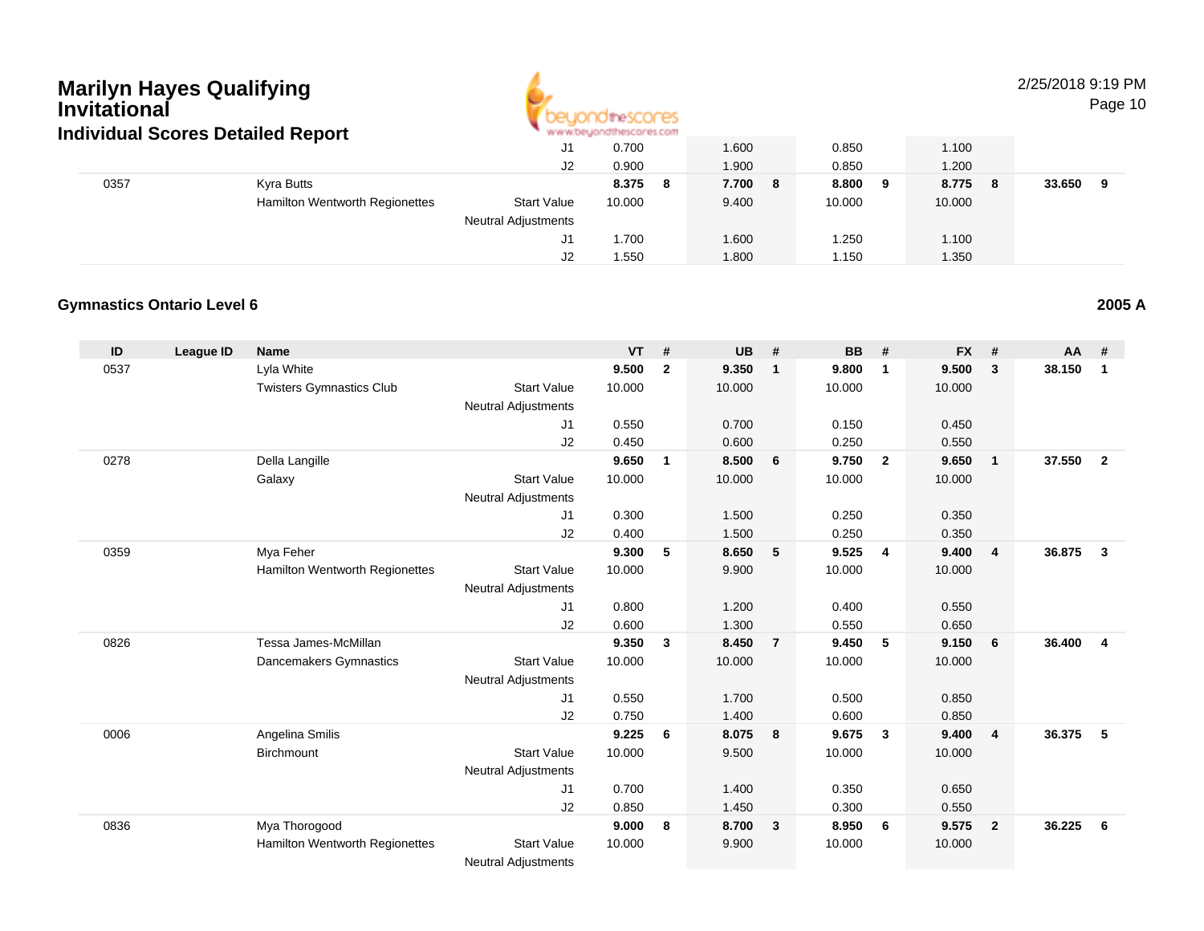## Marilyn Hayes Qualifying Invitational

### Individual Scores Detailed Report

| ID | League ID | Name | | VT | # | UB | # | BB | # | FX | # | AA | # |
|---|---|---|---|---|---|---|---|---|---|---|---|---|---|
| | | | J1 | 0.700 | | 1.600 | | 0.850 | | 1.100 | | | |
| | | | J2 | 0.900 | | 1.900 | | 0.850 | | 1.200 | | | |
| 0357 | | Kyra Butts | | **8.375** | **8** | **7.700** | **8** | **8.800** | **9** | **8.775** | **8** | **33.650** | **9** |
| | | Hamilton Wentworth Regionettes | Start Value | 10.000 | | 9.400 | | 10.000 | | 10.000 | | | |
| | | | Neutral Adjustments | | | | | | | | | | |
| | | | J1 | 1.700 | | 1.600 | | 1.250 | | 1.100 | | | |
| | | | J2 | 1.550 | | 1.800 | | 1.150 | | 1.350 | | | |

### Gymnastics Ontario Level 6

**2005 A**

| ID | League ID | Name | | VT | # | UB | # | BB | # | FX | # | AA | # |
|---|---|---|---|---|---|---|---|---|---|---|---|---|---|
| 0537 | | Lyla White | | **9.500** | **2** | **9.350** | **1** | **9.800** | **1** | **9.500** | **3** | **38.150** | **1** |
| | | Twisters Gymnastics Club | Start Value | 10.000 | | 10.000 | | 10.000 | | 10.000 | | | |
| | | | Neutral Adjustments | | | | | | | | | | |
| | | | J1 | 0.550 | | 0.700 | | 0.150 | | 0.450 | | | |
| | | | J2 | 0.450 | | 0.600 | | 0.250 | | 0.550 | | | |
| 0278 | | Della Langille | | **9.650** | **1** | **8.500** | **6** | **9.750** | **2** | **9.650** | **1** | **37.550** | **2** |
| | | Galaxy | Start Value | 10.000 | | 10.000 | | 10.000 | | 10.000 | | | |
| | | | Neutral Adjustments | | | | | | | | | | |
| | | | J1 | 0.300 | | 1.500 | | 0.250 | | 0.350 | | | |
| | | | J2 | 0.400 | | 1.500 | | 0.250 | | 0.350 | | | |
| 0359 | | Mya Feher | | **9.300** | **5** | **8.650** | **5** | **9.525** | **4** | **9.400** | **4** | **36.875** | **3** |
| | | Hamilton Wentworth Regionettes | Start Value | 10.000 | | 9.900 | | 10.000 | | 10.000 | | | |
| | | | Neutral Adjustments | | | | | | | | | | |
| | | | J1 | 0.800 | | 1.200 | | 0.400 | | 0.550 | | | |
| | | | J2 | 0.600 | | 1.300 | | 0.550 | | 0.650 | | | |
| 0826 | | Tessa James-McMillan | | **9.350** | **3** | **8.450** | **7** | **9.450** | **5** | **9.150** | **6** | **36.400** | **4** |
| | | Dancemakers Gymnastics | Start Value | 10.000 | | 10.000 | | 10.000 | | 10.000 | | | |
| | | | Neutral Adjustments | | | | | | | | | | |
| | | | J1 | 0.550 | | 1.700 | | 0.500 | | 0.850 | | | |
| | | | J2 | 0.750 | | 1.400 | | 0.600 | | 0.850 | | | |
| 0006 | | Angelina Smilis | | **9.225** | **6** | **8.075** | **8** | **9.675** | **3** | **9.400** | **4** | **36.375** | **5** |
| | | Birchmount | Start Value | 10.000 | | 9.500 | | 10.000 | | 10.000 | | | |
| | | | Neutral Adjustments | | | | | | | | | | |
| | | | J1 | 0.700 | | 1.400 | | 0.350 | | 0.650 | | | |
| | | | J2 | 0.850 | | 1.450 | | 0.300 | | 0.550 | | | |
| 0836 | | Mya Thorogood | | **9.000** | **8** | **8.700** | **3** | **8.950** | **6** | **9.575** | **2** | **36.225** | **6** |
| | | Hamilton Wentworth Regionettes | Start Value | 10.000 | | 9.900 | | 10.000 | | 10.000 | | | |
| | | | Neutral Adjustments | | | | | | | | | | |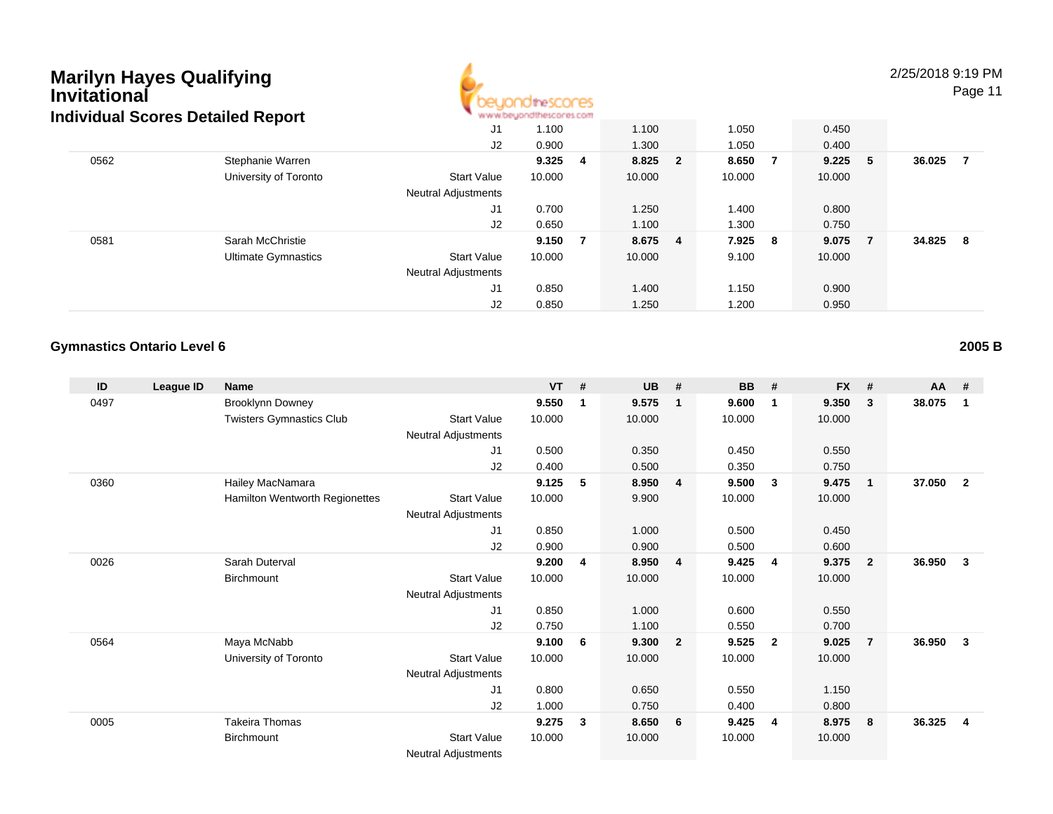# Marilyn Hayes Qualifying Invitational

## Individual Scores Detailed Report

| ID | League ID | Name | | VT | # | UB | # | BB | # | FX | # | AA | # |
|---|---|---|---|---|---|---|---|---|---|---|---|---|---|
| | | | J1 | 1.100 | | 1.100 | | 1.050 | | 0.450 | | | |
| | | | J2 | 0.900 | | 1.300 | | 1.050 | | 0.400 | | | |
| 0562 | | Stephanie Warren | | **9.325** | **4** | **8.825** | **2** | **8.650** | **7** | **9.225** | **5** | **36.025** | **7** |
| | | University of Toronto | Start Value | 10.000 | | 10.000 | | 10.000 | | 10.000 | | | |
| | | | Neutral Adjustments | | | | | | | | | | |
| | | | J1 | 0.700 | | 1.250 | | 1.400 | | 0.800 | | | |
| | | | J2 | 0.650 | | 1.100 | | 1.300 | | 0.750 | | | |
| 0581 | | Sarah McChristie | | **9.150** | **7** | **8.675** | **4** | **7.925** | **8** | **9.075** | **7** | **34.825** | **8** |
| | | Ultimate Gymnastics | Start Value | 10.000 | | 10.000 | | 9.100 | | 10.000 | | | |
| | | | Neutral Adjustments | | | | | | | | | | |
| | | | J1 | 0.850 | | 1.400 | | 1.150 | | 0.900 | | | |
| | | | J2 | 0.850 | | 1.250 | | 1.200 | | 0.950 | | | |

### Gymnastics Ontario Level 6

**2005 B**

| ID | League ID | Name | | VT | # | UB | # | BB | # | FX | # | AA | # |
|---|---|---|---|---|---|---|---|---|---|---|---|---|---|
| 0497 | | Brooklynn Downey | | **9.550** | **1** | **9.575** | **1** | **9.600** | **1** | **9.350** | **3** | **38.075** | **1** |
| | | Twisters Gymnastics Club | Start Value | 10.000 | | 10.000 | | 10.000 | | 10.000 | | | |
| | | | Neutral Adjustments | | | | | | | | | | |
| | | | J1 | 0.500 | | 0.350 | | 0.450 | | 0.550 | | | |
| | | | J2 | 0.400 | | 0.500 | | 0.350 | | 0.750 | | | |
| 0360 | | Hailey MacNamara | | **9.125** | **5** | **8.950** | **4** | **9.500** | **3** | **9.475** | **1** | **37.050** | **2** |
| | | Hamilton Wentworth Regionettes | Start Value | 10.000 | | 9.900 | | 10.000 | | 10.000 | | | |
| | | | Neutral Adjustments | | | | | | | | | | |
| | | | J1 | 0.850 | | 1.000 | | 0.500 | | 0.450 | | | |
| | | | J2 | 0.900 | | 0.900 | | 0.500 | | 0.600 | | | |
| 0026 | | Sarah Duterval | | **9.200** | **4** | **8.950** | **4** | **9.425** | **4** | **9.375** | **2** | **36.950** | **3** |
| | | Birchmount | Start Value | 10.000 | | 10.000 | | 10.000 | | 10.000 | | | |
| | | | Neutral Adjustments | | | | | | | | | | |
| | | | J1 | 0.850 | | 1.000 | | 0.600 | | 0.550 | | | |
| | | | J2 | 0.750 | | 1.100 | | 0.550 | | 0.700 | | | |
| 0564 | | Maya McNabb | | **9.100** | **6** | **9.300** | **2** | **9.525** | **2** | **9.025** | **7** | **36.950** | **3** |
| | | University of Toronto | Start Value | 10.000 | | 10.000 | | 10.000 | | 10.000 | | | |
| | | | Neutral Adjustments | | | | | | | | | | |
| | | | J1 | 0.800 | | 0.650 | | 0.550 | | 1.150 | | | |
| | | | J2 | 1.000 | | 0.750 | | 0.400 | | 0.800 | | | |
| 0005 | | Takeira Thomas | | **9.275** | **3** | **8.650** | **6** | **9.425** | **4** | **8.975** | **8** | **36.325** | **4** |
| | | Birchmount | Start Value | 10.000 | | 10.000 | | 10.000 | | 10.000 | | | |
| | | | Neutral Adjustments | | | | | | | | | | |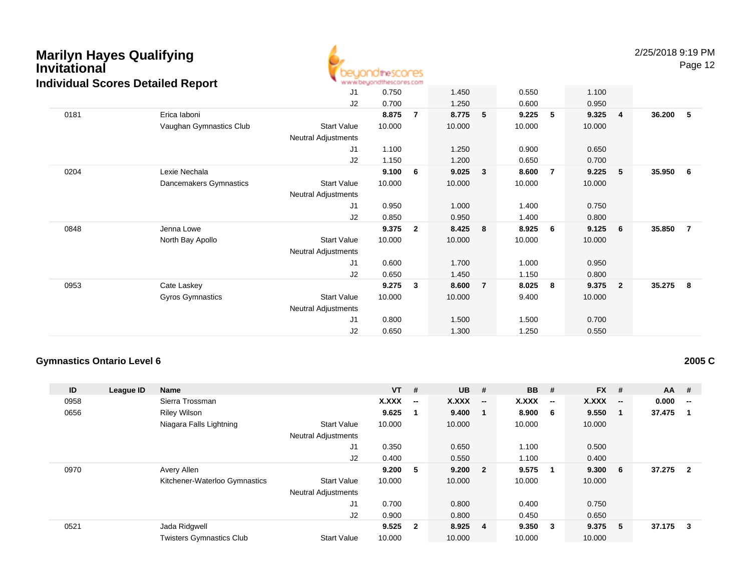# Marilyn Hayes Qualifying Invitational

## Individual Scores Detailed Report

2/25/2018 9:19 PM

| ID | League ID | Name | | VT | # | UB | # | BB | # | FX | # | AA | # |
|---|---|---|---|---|---|---|---|---|---|---|---|---|---|
| | | | J1 | 0.750 | | 1.450 | | 0.550 | | 1.100 | | | |
| | | | J2 | 0.700 | | 1.250 | | 0.600 | | 0.950 | | | |
| 0181 | | Erica Iaboni | | **8.875** | **7** | **8.775** | **5** | **9.225** | **5** | **9.325** | **4** | **36.200** | **5** |
| | | Vaughan Gymnastics Club | Start Value | 10.000 | | 10.000 | | 10.000 | | 10.000 | | | |
| | | | Neutral Adjustments | | | | | | | | | | |
| | | | J1 | 1.100 | | 1.250 | | 0.900 | | 0.650 | | | |
| | | | J2 | 1.150 | | 1.200 | | 0.650 | | 0.700 | | | |
| 0204 | | Lexie Nechala | | **9.100** | **6** | **9.025** | **3** | **8.600** | **7** | **9.225** | **5** | **35.950** | **6** |
| | | Dancemakers Gymnastics | Start Value | 10.000 | | 10.000 | | 10.000 | | 10.000 | | | |
| | | | Neutral Adjustments | | | | | | | | | | |
| | | | J1 | 0.950 | | 1.000 | | 1.400 | | 0.750 | | | |
| | | | J2 | 0.850 | | 0.950 | | 1.400 | | 0.800 | | | |
| 0848 | | Jenna Lowe | | **9.375** | **2** | **8.425** | **8** | **8.925** | **6** | **9.125** | **6** | **35.850** | **7** |
| | | North Bay Apollo | Start Value | 10.000 | | 10.000 | | 10.000 | | 10.000 | | | |
| | | | Neutral Adjustments | | | | | | | | | | |
| | | | J1 | 0.600 | | 1.700 | | 1.000 | | 0.950 | | | |
| | | | J2 | 0.650 | | 1.450 | | 1.150 | | 0.800 | | | |
| 0953 | | Cate Laskey | | **9.275** | **3** | **8.600** | **7** | **8.025** | **8** | **9.375** | **2** | **35.275** | **8** |
| | | Gyros Gymnastics | Start Value | 10.000 | | 10.000 | | 9.400 | | 10.000 | | | |
| | | | Neutral Adjustments | | | | | | | | | | |
| | | | J1 | 0.800 | | 1.500 | | 1.500 | | 0.700 | | | |
| | | | J2 | 0.650 | | 1.300 | | 1.250 | | 0.550 | | | |

### Gymnastics Ontario Level 6

**2005 C**

| ID | League ID | Name | | VT | # | UB | # | BB | # | FX | # | AA | # |
|---|---|---|---|---|---|---|---|---|---|---|---|---|---|
| 0958 | | Sierra Trossman | | **X.XXX** | **--** | **X.XXX** | **--** | **X.XXX** | **--** | **X.XXX** | **--** | **0.000** | **--** |
| 0656 | | Riley Wilson | | **9.625** | **1** | **9.400** | **1** | **8.900** | **6** | **9.550** | **1** | **37.475** | **1** |
| | | Niagara Falls Lightning | Start Value | 10.000 | | 10.000 | | 10.000 | | 10.000 | | | |
| | | | Neutral Adjustments | | | | | | | | | | |
| | | | J1 | 0.350 | | 0.650 | | 1.100 | | 0.500 | | | |
| | | | J2 | 0.400 | | 0.550 | | 1.100 | | 0.400 | | | |
| 0970 | | Avery Allen | | **9.200** | **5** | **9.200** | **2** | **9.575** | **1** | **9.300** | **6** | **37.275** | **2** |
| | | Kitchener-Waterloo Gymnastics | Start Value | 10.000 | | 10.000 | | 10.000 | | 10.000 | | | |
| | | | Neutral Adjustments | | | | | | | | | | |
| | | | J1 | 0.700 | | 0.800 | | 0.400 | | 0.750 | | | |
| | | | J2 | 0.900 | | 0.800 | | 0.450 | | 0.650 | | | |
| 0521 | | Jada Ridgwell | | **9.525** | **2** | **8.925** | **4** | **9.350** | **3** | **9.375** | **5** | **37.175** | **3** |
| | | Twisters Gymnastics Club | Start Value | 10.000 | | 10.000 | | 10.000 | | 10.000 | | | |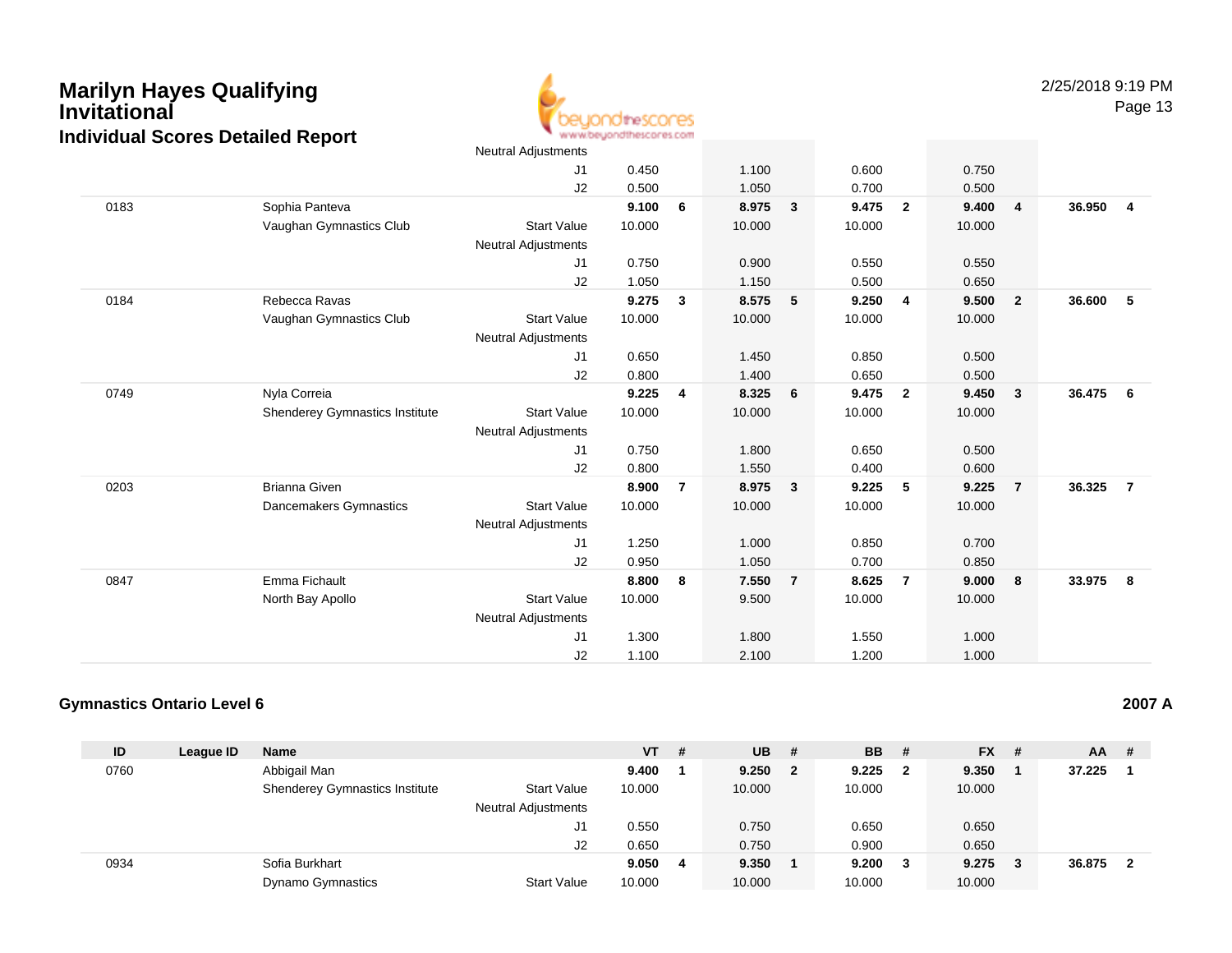# Marilyn Hayes Qualifying Invitational

## Individual Scores Detailed Report

2/25/2018 9:19 PM

| ID | League ID | Name | | VT | # | UB | # | BB | # | FX | # | AA | # |
|---|---|---|---|---|---|---|---|---|---|---|---|---|---|
| | | | Neutral Adjustments | | | | | | | | | | |
| | | | J1 | 0.450 | | 1.100 | | 0.600 | | 0.750 | | | |
| | | | J2 | 0.500 | | 1.050 | | 0.700 | | 0.500 | | | |
| 0183 | | Sophia Panteva | | **9.100** | **6** | **8.975** | **3** | **9.475** | **2** | **9.400** | **4** | **36.950** | **4** |
| | | Vaughan Gymnastics Club | Start Value | 10.000 | | 10.000 | | 10.000 | | 10.000 | | | |
| | | | Neutral Adjustments | | | | | | | | | | |
| | | | J1 | 0.750 | | 0.900 | | 0.550 | | 0.550 | | | |
| | | | J2 | 1.050 | | 1.150 | | 0.500 | | 0.650 | | | |
| 0184 | | Rebecca Ravas | | **9.275** | **3** | **8.575** | **5** | **9.250** | **4** | **9.500** | **2** | **36.600** | **5** |
| | | Vaughan Gymnastics Club | Start Value | 10.000 | | 10.000 | | 10.000 | | 10.000 | | | |
| | | | Neutral Adjustments | | | | | | | | | | |
| | | | J1 | 0.650 | | 1.450 | | 0.850 | | 0.500 | | | |
| | | | J2 | 0.800 | | 1.400 | | 0.650 | | 0.500 | | | |
| 0749 | | Nyla Correia | | **9.225** | **4** | **8.325** | **6** | **9.475** | **2** | **9.450** | **3** | **36.475** | **6** |
| | | Shenderey Gymnastics Institute | Start Value | 10.000 | | 10.000 | | 10.000 | | 10.000 | | | |
| | | | Neutral Adjustments | | | | | | | | | | |
| | | | J1 | 0.750 | | 1.800 | | 0.650 | | 0.500 | | | |
| | | | J2 | 0.800 | | 1.550 | | 0.400 | | 0.600 | | | |
| 0203 | | Brianna Given | | **8.900** | **7** | **8.975** | **3** | **9.225** | **5** | **9.225** | **7** | **36.325** | **7** |
| | | Dancemakers Gymnastics | Start Value | 10.000 | | 10.000 | | 10.000 | | 10.000 | | | |
| | | | Neutral Adjustments | | | | | | | | | | |
| | | | J1 | 1.250 | | 1.000 | | 0.850 | | 0.700 | | | |
| | | | J2 | 0.950 | | 1.050 | | 0.700 | | 0.850 | | | |
| 0847 | | Emma Fichault | | **8.800** | **8** | **7.550** | **7** | **8.625** | **7** | **9.000** | **8** | **33.975** | **8** |
| | | North Bay Apollo | Start Value | 10.000 | | 9.500 | | 10.000 | | 10.000 | | | |
| | | | Neutral Adjustments | | | | | | | | | | |
| | | | J1 | 1.300 | | 1.800 | | 1.550 | | 1.000 | | | |
| | | | J2 | 1.100 | | 2.100 | | 1.200 | | 1.000 | | | |

### Gymnastics Ontario Level 6

**2007 A**

| ID | League ID | Name | | VT | # | UB | # | BB | # | FX | # | AA | # |
|---|---|---|---|---|---|---|---|---|---|---|---|---|---|
| 0760 | | Abbigail Man | | **9.400** | **1** | **9.250** | **2** | **9.225** | **2** | **9.350** | **1** | **37.225** | **1** |
| | | Shenderey Gymnastics Institute | Start Value | 10.000 | | 10.000 | | 10.000 | | 10.000 | | | |
| | | | Neutral Adjustments | | | | | | | | | | |
| | | | J1 | 0.550 | | 0.750 | | 0.650 | | 0.650 | | | |
| | | | J2 | 0.650 | | 0.750 | | 0.900 | | 0.650 | | | |
| 0934 | | Sofia Burkhart | | **9.050** | **4** | **9.350** | **1** | **9.200** | **3** | **9.275** | **3** | **36.875** | **2** |
| | | Dynamo Gymnastics | Start Value | 10.000 | | 10.000 | | 10.000 | | 10.000 | | | |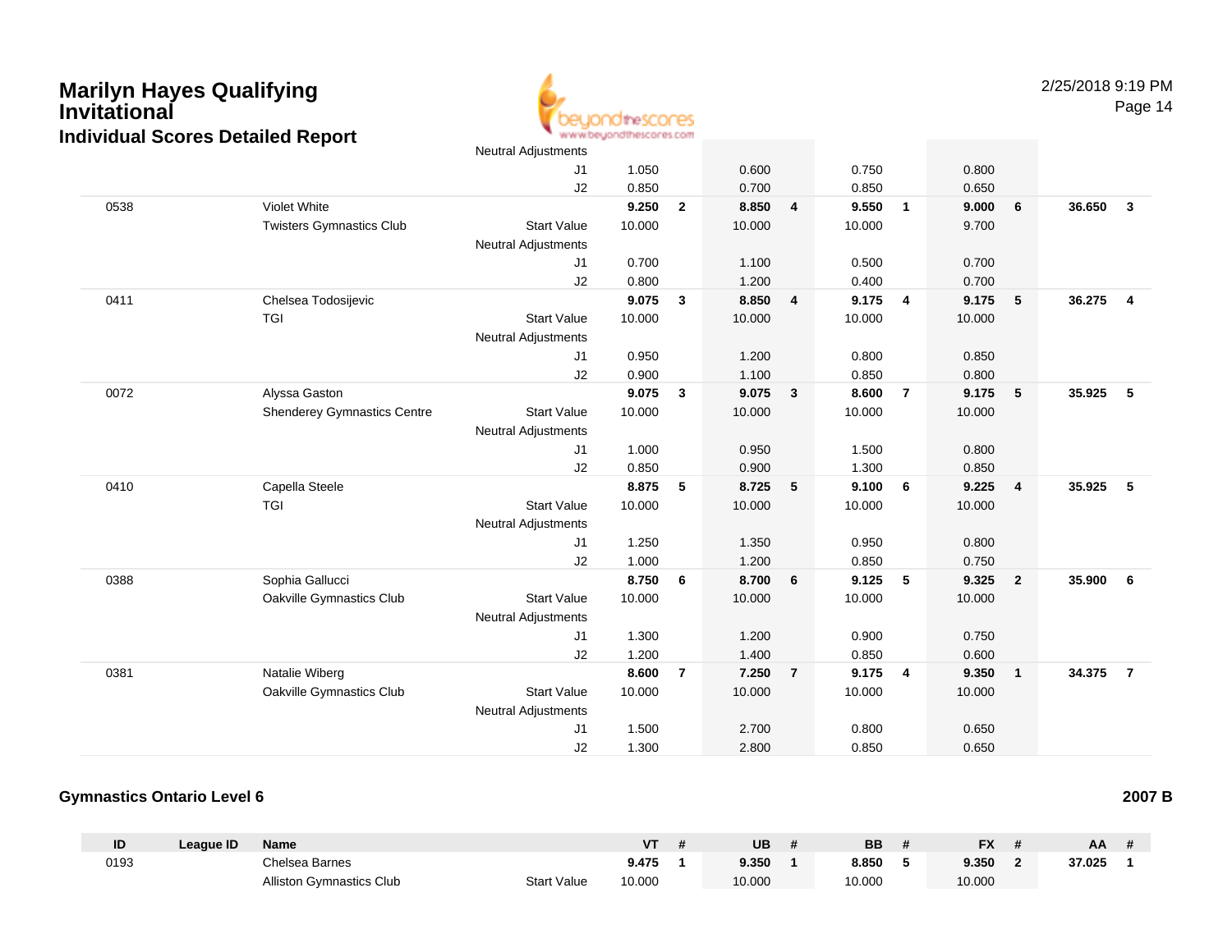# Marilyn Hayes Qualifying Invitational

## Individual Scores Detailed Report

2/25/2018 9:19 PM

| ID | League ID | Name | | VT | # | UB | # | BB | # | FX | # | AA | # |
|---|---|---|---|---|---|---|---|---|---|---|---|---|---|
| | | | Neutral Adjustments | | | | | | | | | | |
| | | | J1 | 1.050 | | 0.600 | | 0.750 | | 0.800 | | | |
| | | | J2 | 0.850 | | 0.700 | | 0.850 | | 0.650 | | | |
| 0538 | | Violet White | | 9.250 | 2 | 8.850 | 4 | 9.550 | 1 | 9.000 | 6 | 36.650 | 3 |
| | | Twisters Gymnastics Club | Start Value | 10.000 | | 10.000 | | 10.000 | | 9.700 | | | |
| | | | Neutral Adjustments | | | | | | | | | | |
| | | | J1 | 0.700 | | 1.100 | | 0.500 | | 0.700 | | | |
| | | | J2 | 0.800 | | 1.200 | | 0.400 | | 0.700 | | | |
| 0411 | | Chelsea Todosijevic | | 9.075 | 3 | 8.850 | 4 | 9.175 | 4 | 9.175 | 5 | 36.275 | 4 |
| | | TGI | Start Value | 10.000 | | 10.000 | | 10.000 | | 10.000 | | | |
| | | | Neutral Adjustments | | | | | | | | | | |
| | | | J1 | 0.950 | | 1.200 | | 0.800 | | 0.850 | | | |
| | | | J2 | 0.900 | | 1.100 | | 0.850 | | 0.800 | | | |
| 0072 | | Alyssa Gaston | | 9.075 | 3 | 9.075 | 3 | 8.600 | 7 | 9.175 | 5 | 35.925 | 5 |
| | | Shenderey Gymnastics Centre | Start Value | 10.000 | | 10.000 | | 10.000 | | 10.000 | | | |
| | | | Neutral Adjustments | | | | | | | | | | |
| | | | J1 | 1.000 | | 0.950 | | 1.500 | | 0.800 | | | |
| | | | J2 | 0.850 | | 0.900 | | 1.300 | | 0.850 | | | |
| 0410 | | Capella Steele | | 8.875 | 5 | 8.725 | 5 | 9.100 | 6 | 9.225 | 4 | 35.925 | 5 |
| | | TGI | Start Value | 10.000 | | 10.000 | | 10.000 | | 10.000 | | | |
| | | | Neutral Adjustments | | | | | | | | | | |
| | | | J1 | 1.250 | | 1.350 | | 0.950 | | 0.800 | | | |
| | | | J2 | 1.000 | | 1.200 | | 0.850 | | 0.750 | | | |
| 0388 | | Sophia Gallucci | | 8.750 | 6 | 8.700 | 6 | 9.125 | 5 | 9.325 | 2 | 35.900 | 6 |
| | | Oakville Gymnastics Club | Start Value | 10.000 | | 10.000 | | 10.000 | | 10.000 | | | |
| | | | Neutral Adjustments | | | | | | | | | | |
| | | | J1 | 1.300 | | 1.200 | | 0.900 | | 0.750 | | | |
| | | | J2 | 1.200 | | 1.400 | | 0.850 | | 0.600 | | | |
| 0381 | | Natalie Wiberg | | 8.600 | 7 | 7.250 | 7 | 9.175 | 4 | 9.350 | 1 | 34.375 | 7 |
| | | Oakville Gymnastics Club | Start Value | 10.000 | | 10.000 | | 10.000 | | 10.000 | | | |
| | | | Neutral Adjustments | | | | | | | | | | |
| | | | J1 | 1.500 | | 2.700 | | 0.800 | | 0.650 | | | |
| | | | J2 | 1.300 | | 2.800 | | 0.850 | | 0.650 | | | |

### Gymnastics Ontario Level 6

**2007 B**

| ID | League ID | Name | | VT | # | UB | # | BB | # | FX | # | AA | # |
|---|---|---|---|---|---|---|---|---|---|---|---|---|---|
| 0193 | | Chelsea Barnes | | 9.475 | 1 | 9.350 | 1 | 8.850 | 5 | 9.350 | 2 | 37.025 | 1 |
| | | Alliston Gymnastics Club | Start Value | 10.000 | | 10.000 | | 10.000 | | 10.000 | | | |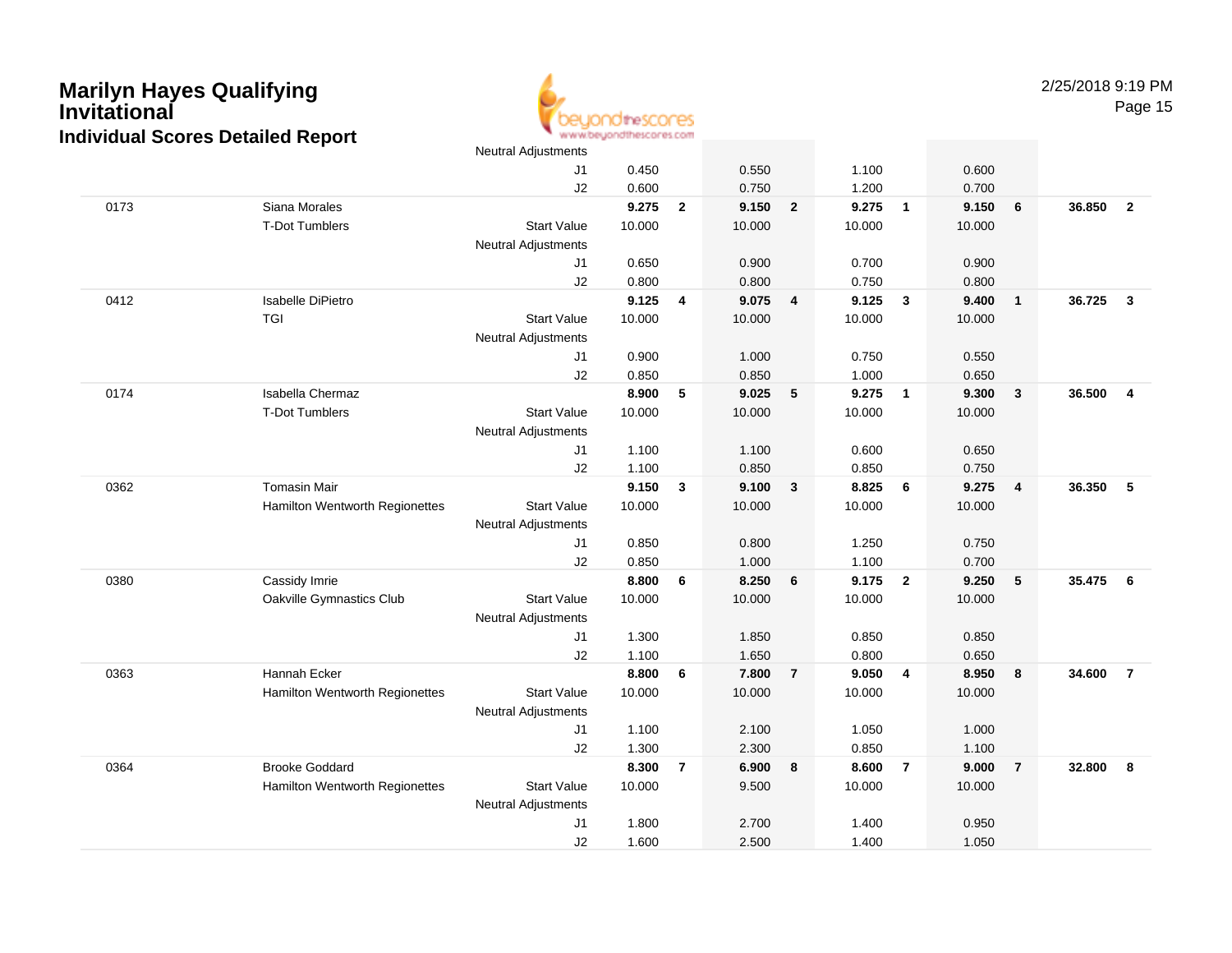# Marilyn Hayes Qualifying Invitational

## Individual Scores Detailed Report

2/25/2018 9:19 PM

| | | | | | | | | | | | | |
|---|---|---|---|---|---|---|---|---|---|---|---|---|
| | | Neutral Adjustments | | | | | | | | | | |
| | | J1 | 0.450 | | 0.550 | | 1.100 | | 0.600 | | | |
| | | J2 | 0.600 | | 0.750 | | 1.200 | | 0.700 | | | |
| 0173 | Siana Morales | | **9.275** | **2** | **9.150** | **2** | **9.275** | **1** | **9.150** | **6** | **36.850** | **2** |
| | T-Dot Tumblers | Start Value | 10.000 | | 10.000 | | 10.000 | | 10.000 | | | |
| | | Neutral Adjustments | | | | | | | | | | |
| | | J1 | 0.650 | | 0.900 | | 0.700 | | 0.900 | | | |
| | | J2 | 0.800 | | 0.800 | | 0.750 | | 0.800 | | | |
| 0412 | Isabelle DiPietro | | **9.125** | **4** | **9.075** | **4** | **9.125** | **3** | **9.400** | **1** | **36.725** | **3** |
| | TGI | Start Value | 10.000 | | 10.000 | | 10.000 | | 10.000 | | | |
| | | Neutral Adjustments | | | | | | | | | | |
| | | J1 | 0.900 | | 1.000 | | 0.750 | | 0.550 | | | |
| | | J2 | 0.850 | | 0.850 | | 1.000 | | 0.650 | | | |
| 0174 | Isabella Chermaz | | **8.900** | **5** | **9.025** | **5** | **9.275** | **1** | **9.300** | **3** | **36.500** | **4** |
| | T-Dot Tumblers | Start Value | 10.000 | | 10.000 | | 10.000 | | 10.000 | | | |
| | | Neutral Adjustments | | | | | | | | | | |
| | | J1 | 1.100 | | 1.100 | | 0.600 | | 0.650 | | | |
| | | J2 | 1.100 | | 0.850 | | 0.850 | | 0.750 | | | |
| 0362 | Tomasin Mair | | **9.150** | **3** | **9.100** | **3** | **8.825** | **6** | **9.275** | **4** | **36.350** | **5** |
| | Hamilton Wentworth Regionettes | Start Value | 10.000 | | 10.000 | | 10.000 | | 10.000 | | | |
| | | Neutral Adjustments | | | | | | | | | | |
| | | J1 | 0.850 | | 0.800 | | 1.250 | | 0.750 | | | |
| | | J2 | 0.850 | | 1.000 | | 1.100 | | 0.700 | | | |
| 0380 | Cassidy Imrie | | **8.800** | **6** | **8.250** | **6** | **9.175** | **2** | **9.250** | **5** | **35.475** | **6** |
| | Oakville Gymnastics Club | Start Value | 10.000 | | 10.000 | | 10.000 | | 10.000 | | | |
| | | Neutral Adjustments | | | | | | | | | | |
| | | J1 | 1.300 | | 1.850 | | 0.850 | | 0.850 | | | |
| | | J2 | 1.100 | | 1.650 | | 0.800 | | 0.650 | | | |
| 0363 | Hannah Ecker | | **8.800** | **6** | **7.800** | **7** | **9.050** | **4** | **8.950** | **8** | **34.600** | **7** |
| | Hamilton Wentworth Regionettes | Start Value | 10.000 | | 10.000 | | 10.000 | | 10.000 | | | |
| | | Neutral Adjustments | | | | | | | | | | |
| | | J1 | 1.100 | | 2.100 | | 1.050 | | 1.000 | | | |
| | | J2 | 1.300 | | 2.300 | | 0.850 | | 1.100 | | | |
| 0364 | Brooke Goddard | | **8.300** | **7** | **6.900** | **8** | **8.600** | **7** | **9.000** | **7** | **32.800** | **8** |
| | Hamilton Wentworth Regionettes | Start Value | 10.000 | | 9.500 | | 10.000 | | 10.000 | | | |
| | | Neutral Adjustments | | | | | | | | | | |
| | | J1 | 1.800 | | 2.700 | | 1.400 | | 0.950 | | | |
| | | J2 | 1.600 | | 2.500 | | 1.400 | | 1.050 | | | |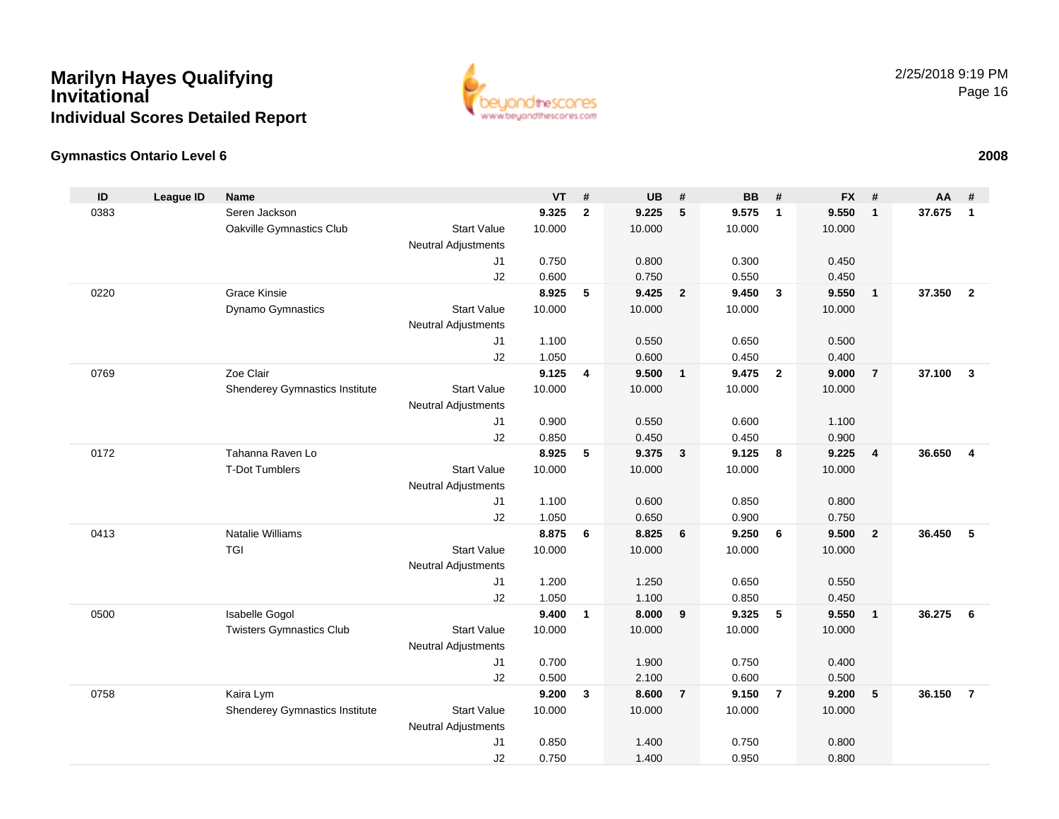# Marilyn Hayes Qualifying Invitational

## Individual Scores Detailed Report

2/25/2018 9:19 PM

### Gymnastics Ontario Level 6

**2008**

| ID | League ID | Name | | VT | # | UB | # | BB | # | FX | # | AA | # |
|---|---|---|---|---|---|---|---|---|---|---|---|---|---|
| 0383 | | Seren Jackson | | **9.325** | **2** | **9.225** | **5** | **9.575** | **1** | **9.550** | **1** | **37.675** | **1** |
| | | Oakville Gymnastics Club | Start Value | 10.000 | | 10.000 | | 10.000 | | 10.000 | | | |
| | | | Neutral Adjustments | | | | | | | | | | |
| | | | J1 | 0.750 | | 0.800 | | 0.300 | | 0.450 | | | |
| | | | J2 | 0.600 | | 0.750 | | 0.550 | | 0.450 | | | |
| 0220 | | Grace Kinsie | | **8.925** | **5** | **9.425** | **2** | **9.450** | **3** | **9.550** | **1** | **37.350** | **2** |
| | | Dynamo Gymnastics | Start Value | 10.000 | | 10.000 | | 10.000 | | 10.000 | | | |
| | | | Neutral Adjustments | | | | | | | | | | |
| | | | J1 | 1.100 | | 0.550 | | 0.650 | | 0.500 | | | |
| | | | J2 | 1.050 | | 0.600 | | 0.450 | | 0.400 | | | |
| 0769 | | Zoe Clair | | **9.125** | **4** | **9.500** | **1** | **9.475** | **2** | **9.000** | **7** | **37.100** | **3** |
| | | Shenderey Gymnastics Institute | Start Value | 10.000 | | 10.000 | | 10.000 | | 10.000 | | | |
| | | | Neutral Adjustments | | | | | | | | | | |
| | | | J1 | 0.900 | | 0.550 | | 0.600 | | 1.100 | | | |
| | | | J2 | 0.850 | | 0.450 | | 0.450 | | 0.900 | | | |
| 0172 | | Tahanna Raven Lo | | **8.925** | **5** | **9.375** | **3** | **9.125** | **8** | **9.225** | **4** | **36.650** | **4** |
| | | T-Dot Tumblers | Start Value | 10.000 | | 10.000 | | 10.000 | | 10.000 | | | |
| | | | Neutral Adjustments | | | | | | | | | | |
| | | | J1 | 1.100 | | 0.600 | | 0.850 | | 0.800 | | | |
| | | | J2 | 1.050 | | 0.650 | | 0.900 | | 0.750 | | | |
| 0413 | | Natalie Williams | | **8.875** | **6** | **8.825** | **6** | **9.250** | **6** | **9.500** | **2** | **36.450** | **5** |
| | | TGI | Start Value | 10.000 | | 10.000 | | 10.000 | | 10.000 | | | |
| | | | Neutral Adjustments | | | | | | | | | | |
| | | | J1 | 1.200 | | 1.250 | | 0.650 | | 0.550 | | | |
| | | | J2 | 1.050 | | 1.100 | | 0.850 | | 0.450 | | | |
| 0500 | | Isabelle Gogol | | **9.400** | **1** | **8.000** | **9** | **9.325** | **5** | **9.550** | **1** | **36.275** | **6** |
| | | Twisters Gymnastics Club | Start Value | 10.000 | | 10.000 | | 10.000 | | 10.000 | | | |
| | | | Neutral Adjustments | | | | | | | | | | |
| | | | J1 | 0.700 | | 1.900 | | 0.750 | | 0.400 | | | |
| | | | J2 | 0.500 | | 2.100 | | 0.600 | | 0.500 | | | |
| 0758 | | Kaira Lym | | **9.200** | **3** | **8.600** | **7** | **9.150** | **7** | **9.200** | **5** | **36.150** | **7** |
| | | Shenderey Gymnastics Institute | Start Value | 10.000 | | 10.000 | | 10.000 | | 10.000 | | | |
| | | | Neutral Adjustments | | | | | | | | | | |
| | | | J1 | 0.850 | | 1.400 | | 0.750 | | 0.800 | | | |
| | | | J2 | 0.750 | | 1.400 | | 0.950 | | 0.800 | | | |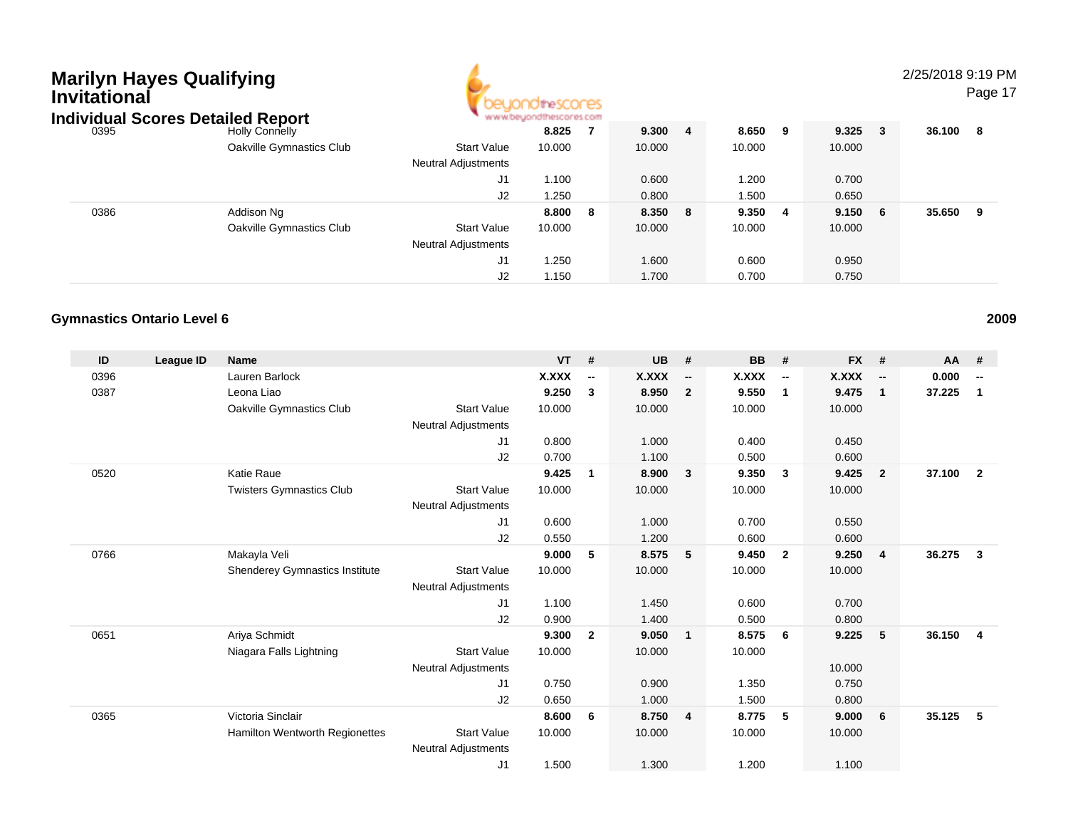# Marilyn Hayes Qualifying Invitational

## Individual Scores Detailed Report

| ID | League ID | Name | | VT | # | UB | # | BB | # | FX | # | AA | # |
|---|---|---|---|---|---|---|---|---|---|---|---|---|---|
| 0395 | | Holly Connelly | | **8.825** | **7** | **9.300** | **4** | **8.650** | **9** | **9.325** | **3** | **36.100** | **8** |
| | | Oakville Gymnastics Club | Start Value | 10.000 | | 10.000 | | 10.000 | | 10.000 | | | |
| | | | Neutral Adjustments | | | | | | | | | | |
| | | | J1 | 1.100 | | 0.600 | | 1.200 | | 0.700 | | | |
| | | | J2 | 1.250 | | 0.800 | | 1.500 | | 0.650 | | | |
| 0386 | | Addison Ng | | **8.800** | **8** | **8.350** | **8** | **9.350** | **4** | **9.150** | **6** | **35.650** | **9** |
| | | Oakville Gymnastics Club | Start Value | 10.000 | | 10.000 | | 10.000 | | 10.000 | | | |
| | | | Neutral Adjustments | | | | | | | | | | |
| | | | J1 | 1.250 | | 1.600 | | 0.600 | | 0.950 | | | |
| | | | J2 | 1.150 | | 1.700 | | 0.700 | | 0.750 | | | |

### Gymnastics Ontario Level 6

**2009**

| ID | League ID | Name | | VT | # | UB | # | BB | # | FX | # | AA | # |
|---|---|---|---|---|---|---|---|---|---|---|---|---|---|
| 0396 | | Lauren Barlock | | **X.XXX** | **--** | **X.XXX** | **--** | **X.XXX** | **--** | **X.XXX** | **--** | **0.000** | **--** |
| 0387 | | Leona Liao | | **9.250** | **3** | **8.950** | **2** | **9.550** | **1** | **9.475** | **1** | **37.225** | **1** |
| | | Oakville Gymnastics Club | Start Value | 10.000 | | 10.000 | | 10.000 | | 10.000 | | | |
| | | | Neutral Adjustments | | | | | | | | | | |
| | | | J1 | 0.800 | | 1.000 | | 0.400 | | 0.450 | | | |
| | | | J2 | 0.700 | | 1.100 | | 0.500 | | 0.600 | | | |
| 0520 | | Katie Raue | | **9.425** | **1** | **8.900** | **3** | **9.350** | **3** | **9.425** | **2** | **37.100** | **2** |
| | | Twisters Gymnastics Club | Start Value | 10.000 | | 10.000 | | 10.000 | | 10.000 | | | |
| | | | Neutral Adjustments | | | | | | | | | | |
| | | | J1 | 0.600 | | 1.000 | | 0.700 | | 0.550 | | | |
| | | | J2 | 0.550 | | 1.200 | | 0.600 | | 0.600 | | | |
| 0766 | | Makayla Veli | | **9.000** | **5** | **8.575** | **5** | **9.450** | **2** | **9.250** | **4** | **36.275** | **3** |
| | | Shenderey Gymnastics Institute | Start Value | 10.000 | | 10.000 | | 10.000 | | 10.000 | | | |
| | | | Neutral Adjustments | | | | | | | | | | |
| | | | J1 | 1.100 | | 1.450 | | 0.600 | | 0.700 | | | |
| | | | J2 | 0.900 | | 1.400 | | 0.500 | | 0.800 | | | |
| 0651 | | Ariya Schmidt | | **9.300** | **2** | **9.050** | **1** | **8.575** | **6** | **9.225** | **5** | **36.150** | **4** |
| | | Niagara Falls Lightning | Start Value | 10.000 | | 10.000 | | 10.000 | | | | | |
| | | | Neutral Adjustments | | | | | | | 10.000 | | | |
| | | | J1 | 0.750 | | 0.900 | | 1.350 | | 0.750 | | | |
| | | | J2 | 0.650 | | 1.000 | | 1.500 | | 0.800 | | | |
| 0365 | | Victoria Sinclair | | **8.600** | **6** | **8.750** | **4** | **8.775** | **5** | **9.000** | **6** | **35.125** | **5** |
| | | Hamilton Wentworth Regionettes | Start Value | 10.000 | | 10.000 | | 10.000 | | 10.000 | | | |
| | | | Neutral Adjustments | | | | | | | | | | |
| | | | J1 | 1.500 | | 1.300 | | 1.200 | | 1.100 | | | |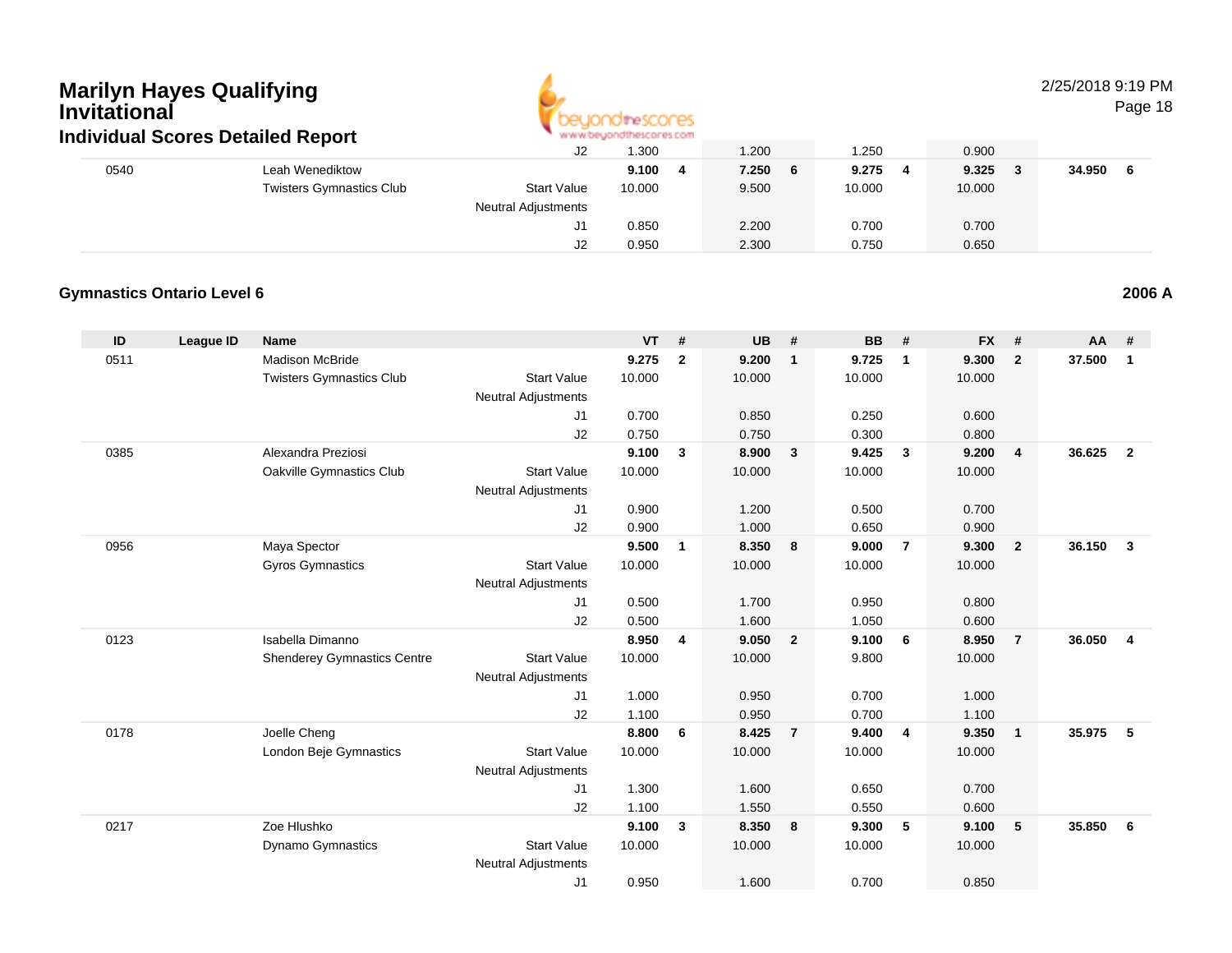# Marilyn Hayes Qualifying Invitational

## Individual Scores Detailed Report

| ID | League ID | Name | | VT | # | UB | # | BB | # | FX | # | AA | # |
|---|---|---|---|---|---|---|---|---|---|---|---|---|---|
| | | | J2 | 1.300 | | 1.200 | | 1.250 | | 0.900 | | | |
| 0540 | | Leah Wenediktow | | **9.100** | **4** | **7.250** | **6** | **9.275** | **4** | **9.325** | **3** | **34.950** | **6** |
| | | Twisters Gymnastics Club | Start Value | 10.000 | | 9.500 | | 10.000 | | 10.000 | | | |
| | | | Neutral Adjustments | | | | | | | | | | |
| | | | J1 | 0.850 | | 2.200 | | 0.700 | | 0.700 | | | |
| | | | J2 | 0.950 | | 2.300 | | 0.750 | | 0.650 | | | |

### Gymnastics Ontario Level 6

**2006 A**

| ID | League ID | Name | | VT | # | UB | # | BB | # | FX | # | AA | # |
|---|---|---|---|---|---|---|---|---|---|---|---|---|---|
| 0511 | | Madison McBride | | **9.275** | **2** | **9.200** | **1** | **9.725** | **1** | **9.300** | **2** | **37.500** | **1** |
| | | Twisters Gymnastics Club | Start Value | 10.000 | | 10.000 | | 10.000 | | 10.000 | | | |
| | | | Neutral Adjustments | | | | | | | | | | |
| | | | J1 | 0.700 | | 0.850 | | 0.250 | | 0.600 | | | |
| | | | J2 | 0.750 | | 0.750 | | 0.300 | | 0.800 | | | |
| 0385 | | Alexandra Preziosi | | **9.100** | **3** | **8.900** | **3** | **9.425** | **3** | **9.200** | **4** | **36.625** | **2** |
| | | Oakville Gymnastics Club | Start Value | 10.000 | | 10.000 | | 10.000 | | 10.000 | | | |
| | | | Neutral Adjustments | | | | | | | | | | |
| | | | J1 | 0.900 | | 1.200 | | 0.500 | | 0.700 | | | |
| | | | J2 | 0.900 | | 1.000 | | 0.650 | | 0.900 | | | |
| 0956 | | Maya Spector | | **9.500** | **1** | **8.350** | **8** | **9.000** | **7** | **9.300** | **2** | **36.150** | **3** |
| | | Gyros Gymnastics | Start Value | 10.000 | | 10.000 | | 10.000 | | 10.000 | | | |
| | | | Neutral Adjustments | | | | | | | | | | |
| | | | J1 | 0.500 | | 1.700 | | 0.950 | | 0.800 | | | |
| | | | J2 | 0.500 | | 1.600 | | 1.050 | | 0.600 | | | |
| 0123 | | Isabella Dimanno | | **8.950** | **4** | **9.050** | **2** | **9.100** | **6** | **8.950** | **7** | **36.050** | **4** |
| | | Shenderey Gymnastics Centre | Start Value | 10.000 | | 10.000 | | 9.800 | | 10.000 | | | |
| | | | Neutral Adjustments | | | | | | | | | | |
| | | | J1 | 1.000 | | 0.950 | | 0.700 | | 1.000 | | | |
| | | | J2 | 1.100 | | 0.950 | | 0.700 | | 1.100 | | | |
| 0178 | | Joelle Cheng | | **8.800** | **6** | **8.425** | **7** | **9.400** | **4** | **9.350** | **1** | **35.975** | **5** |
| | | London Beje Gymnastics | Start Value | 10.000 | | 10.000 | | 10.000 | | 10.000 | | | |
| | | | Neutral Adjustments | | | | | | | | | | |
| | | | J1 | 1.300 | | 1.600 | | 0.650 | | 0.700 | | | |
| | | | J2 | 1.100 | | 1.550 | | 0.550 | | 0.600 | | | |
| 0217 | | Zoe Hlushko | | **9.100** | **3** | **8.350** | **8** | **9.300** | **5** | **9.100** | **5** | **35.850** | **6** |
| | | Dynamo Gymnastics | Start Value | 10.000 | | 10.000 | | 10.000 | | 10.000 | | | |
| | | | Neutral Adjustments | | | | | | | | | | |
| | | | J1 | 0.950 | | 1.600 | | 0.700 | | 0.850 | | | |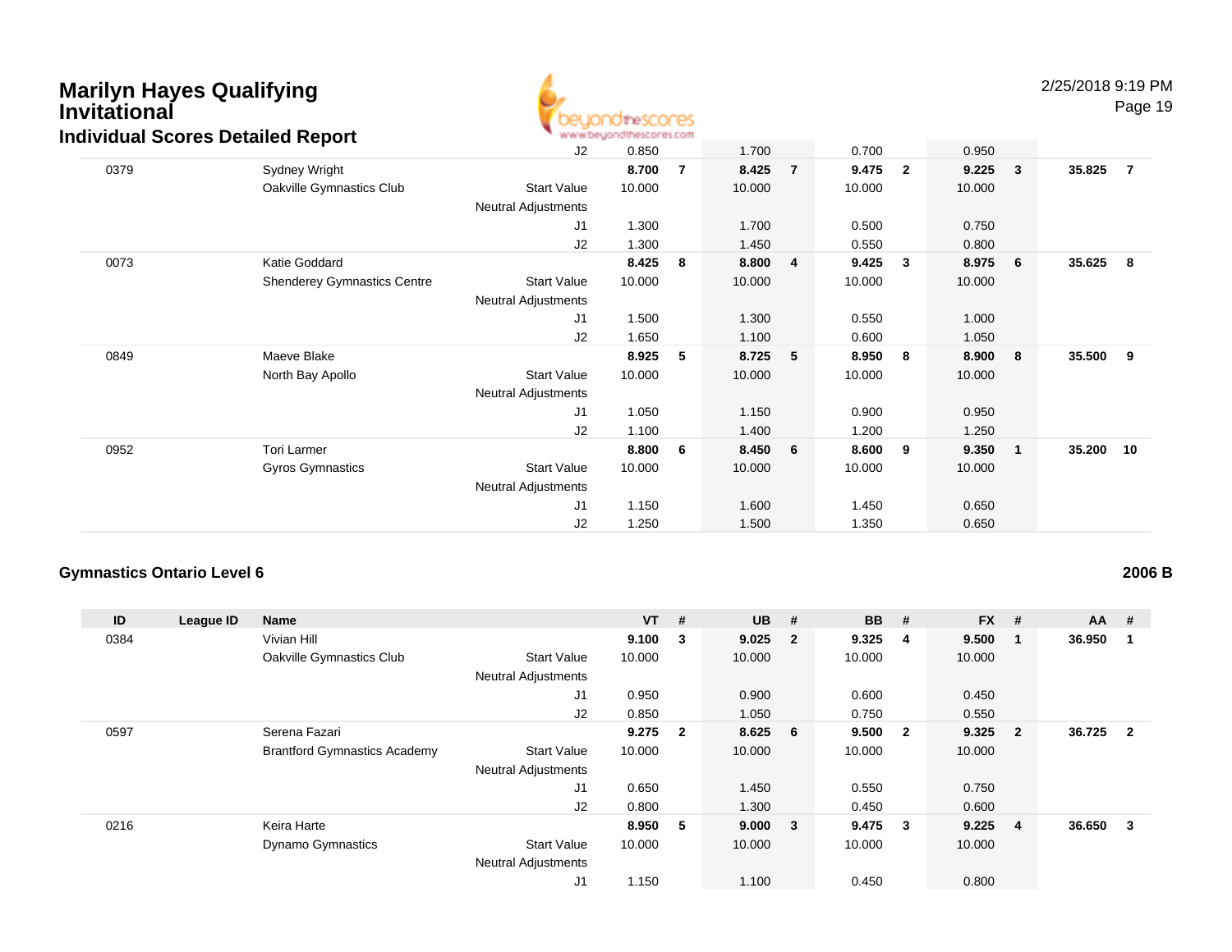# Marilyn Hayes Qualifying Invitational

## Individual Scores Detailed Report

| ID | League ID | Name | | VT | # | UB | # | BB | # | FX | # | AA | # |
|---|---|---|---|---|---|---|---|---|---|---|---|---|---|
| | | | J2 | 0.850 | | 1.700 | | 0.700 | | 0.950 | | | |
| 0379 | | Sydney Wright | | **8.700** | **7** | **8.425** | **7** | **9.475** | **2** | **9.225** | **3** | **35.825** | **7** |
| | | Oakville Gymnastics Club | Start Value | 10.000 | | 10.000 | | 10.000 | | 10.000 | | | |
| | | | Neutral Adjustments | | | | | | | | | | |
| | | | J1 | 1.300 | | 1.700 | | 0.500 | | 0.750 | | | |
| | | | J2 | 1.300 | | 1.450 | | 0.550 | | 0.800 | | | |
| 0073 | | Katie Goddard | | **8.425** | **8** | **8.800** | **4** | **9.425** | **3** | **8.975** | **6** | **35.625** | **8** |
| | | Shenderey Gymnastics Centre | Start Value | 10.000 | | 10.000 | | 10.000 | | 10.000 | | | |
| | | | Neutral Adjustments | | | | | | | | | | |
| | | | J1 | 1.500 | | 1.300 | | 0.550 | | 1.000 | | | |
| | | | J2 | 1.650 | | 1.100 | | 0.600 | | 1.050 | | | |
| 0849 | | Maeve Blake | | **8.925** | **5** | **8.725** | **5** | **8.950** | **8** | **8.900** | **8** | **35.500** | **9** |
| | | North Bay Apollo | Start Value | 10.000 | | 10.000 | | 10.000 | | 10.000 | | | |
| | | | Neutral Adjustments | | | | | | | | | | |
| | | | J1 | 1.050 | | 1.150 | | 0.900 | | 0.950 | | | |
| | | | J2 | 1.100 | | 1.400 | | 1.200 | | 1.250 | | | |
| 0952 | | Tori Larmer | | **8.800** | **6** | **8.450** | **6** | **8.600** | **9** | **9.350** | **1** | **35.200** | **10** |
| | | Gyros Gymnastics | Start Value | 10.000 | | 10.000 | | 10.000 | | 10.000 | | | |
| | | | Neutral Adjustments | | | | | | | | | | |
| | | | J1 | 1.150 | | 1.600 | | 1.450 | | 0.650 | | | |
| | | | J2 | 1.250 | | 1.500 | | 1.350 | | 0.650 | | | |

### Gymnastics Ontario Level 6 — 2006 B

| ID | League ID | Name | | VT | # | UB | # | BB | # | FX | # | AA | # |
|---|---|---|---|---|---|---|---|---|---|---|---|---|---|
| 0384 | | Vivian Hill | | **9.100** | **3** | **9.025** | **2** | **9.325** | **4** | **9.500** | **1** | **36.950** | **1** |
| | | Oakville Gymnastics Club | Start Value | 10.000 | | 10.000 | | 10.000 | | 10.000 | | | |
| | | | Neutral Adjustments | | | | | | | | | | |
| | | | J1 | 0.950 | | 0.900 | | 0.600 | | 0.450 | | | |
| | | | J2 | 0.850 | | 1.050 | | 0.750 | | 0.550 | | | |
| 0597 | | Serena Fazari | | **9.275** | **2** | **8.625** | **6** | **9.500** | **2** | **9.325** | **2** | **36.725** | **2** |
| | | Brantford Gymnastics Academy | Start Value | 10.000 | | 10.000 | | 10.000 | | 10.000 | | | |
| | | | Neutral Adjustments | | | | | | | | | | |
| | | | J1 | 0.650 | | 1.450 | | 0.550 | | 0.750 | | | |
| | | | J2 | 0.800 | | 1.300 | | 0.450 | | 0.600 | | | |
| 0216 | | Keira Harte | | **8.950** | **5** | **9.000** | **3** | **9.475** | **3** | **9.225** | **4** | **36.650** | **3** |
| | | Dynamo Gymnastics | Start Value | 10.000 | | 10.000 | | 10.000 | | 10.000 | | | |
| | | | Neutral Adjustments | | | | | | | | | | |
| | | | J1 | 1.150 | | 1.100 | | 0.450 | | 0.800 | | | |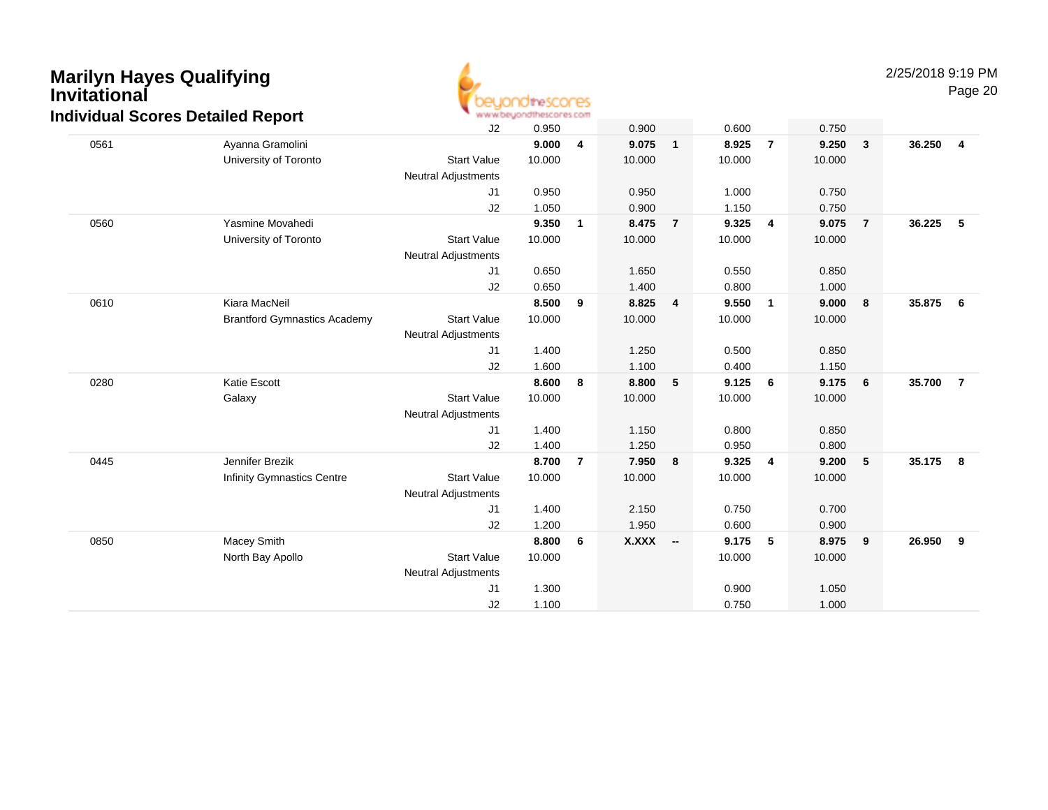# Marilyn Hayes Qualifying Invitational

## Individual Scores Detailed Report

2/25/2018 9:19 PM

| | | | | | | | | | | | | |
|---|---|---|---|---|---|---|---|---|---|---|---|---|
| | | J2 | 0.950 | | 0.900 | | 0.600 | | 0.750 | | | |
| 0561 | Ayanna Gramolini | | **9.000** | **4** | **9.075** | **1** | **8.925** | **7** | **9.250** | **3** | **36.250** | **4** |
| | University of Toronto | Start Value | 10.000 | | 10.000 | | 10.000 | | 10.000 | | | |
| | | Neutral Adjustments | | | | | | | | | | |
| | | J1 | 0.950 | | 0.950 | | 1.000 | | 0.750 | | | |
| | | J2 | 1.050 | | 0.900 | | 1.150 | | 0.750 | | | |
| 0560 | Yasmine Movahedi | | **9.350** | **1** | **8.475** | **7** | **9.325** | **4** | **9.075** | **7** | **36.225** | **5** |
| | University of Toronto | Start Value | 10.000 | | 10.000 | | 10.000 | | 10.000 | | | |
| | | Neutral Adjustments | | | | | | | | | | |
| | | J1 | 0.650 | | 1.650 | | 0.550 | | 0.850 | | | |
| | | J2 | 0.650 | | 1.400 | | 0.800 | | 1.000 | | | |
| 0610 | Kiara MacNeil | | **8.500** | **9** | **8.825** | **4** | **9.550** | **1** | **9.000** | **8** | **35.875** | **6** |
| | Brantford Gymnastics Academy | Start Value | 10.000 | | 10.000 | | 10.000 | | 10.000 | | | |
| | | Neutral Adjustments | | | | | | | | | | |
| | | J1 | 1.400 | | 1.250 | | 0.500 | | 0.850 | | | |
| | | J2 | 1.600 | | 1.100 | | 0.400 | | 1.150 | | | |
| 0280 | Katie Escott | | **8.600** | **8** | **8.800** | **5** | **9.125** | **6** | **9.175** | **6** | **35.700** | **7** |
| | Galaxy | Start Value | 10.000 | | 10.000 | | 10.000 | | 10.000 | | | |
| | | Neutral Adjustments | | | | | | | | | | |
| | | J1 | 1.400 | | 1.150 | | 0.800 | | 0.850 | | | |
| | | J2 | 1.400 | | 1.250 | | 0.950 | | 0.800 | | | |
| 0445 | Jennifer Brezik | | **8.700** | **7** | **7.950** | **8** | **9.325** | **4** | **9.200** | **5** | **35.175** | **8** |
| | Infinity Gymnastics Centre | Start Value | 10.000 | | 10.000 | | 10.000 | | 10.000 | | | |
| | | Neutral Adjustments | | | | | | | | | | |
| | | J1 | 1.400 | | 2.150 | | 0.750 | | 0.700 | | | |
| | | J2 | 1.200 | | 1.950 | | 0.600 | | 0.900 | | | |
| 0850 | Macey Smith | | **8.800** | **6** | **X.XXX** | **--** | **9.175** | **5** | **8.975** | **9** | **26.950** | **9** |
| | North Bay Apollo | Start Value | 10.000 | | | | 10.000 | | 10.000 | | | |
| | | Neutral Adjustments | | | | | | | | | | |
| | | J1 | 1.300 | | | | 0.900 | | 1.050 | | | |
| | | J2 | 1.100 | | | | 0.750 | | 1.000 | | | |